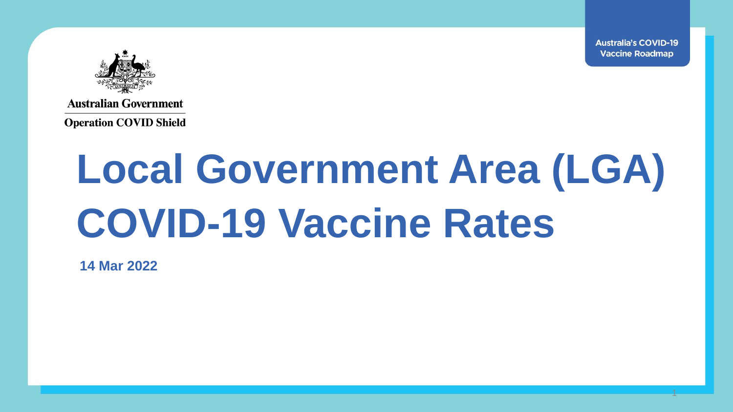Australia's COVID-19 Vaccine Roadmap

Australian Government

Operation COVID Shield

# Local Government Area (LGA) COVID-19 Vaccine Rates

**14 Mar 2022**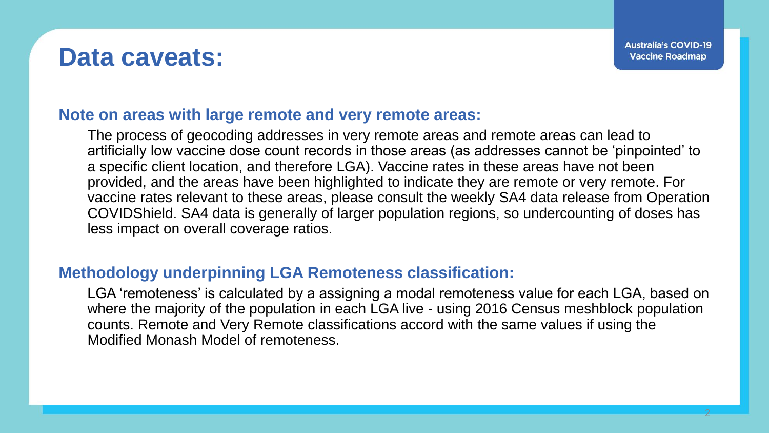# Data caveats:

## Note on areas with large remote and very remote areas:

The process of geocoding addresses in very remote areas and remote areas can lead to artificially low vaccine dose count records in those areas (as addresses cannot be 'pinpointed' to a specific client location, and therefore LGA). Vaccine rates in these areas have not been provided, and the areas have been highlighted to indicate they are remote or very remote. For vaccine rates relevant to these areas, please consult the weekly SA4 data release from Operation COVIDShield. SA4 data is generally of larger population regions, so undercounting of doses has less impact on overall coverage ratios.

## Methodology underpinning LGA Remoteness classification:

LGA 'remoteness' is calculated by a assigning a modal remoteness value for each LGA, based on where the majority of the population in each LGA live - using 2016 Census meshblock population counts. Remote and Very Remote classifications accord with the same values if using the Modified Monash Model of remoteness.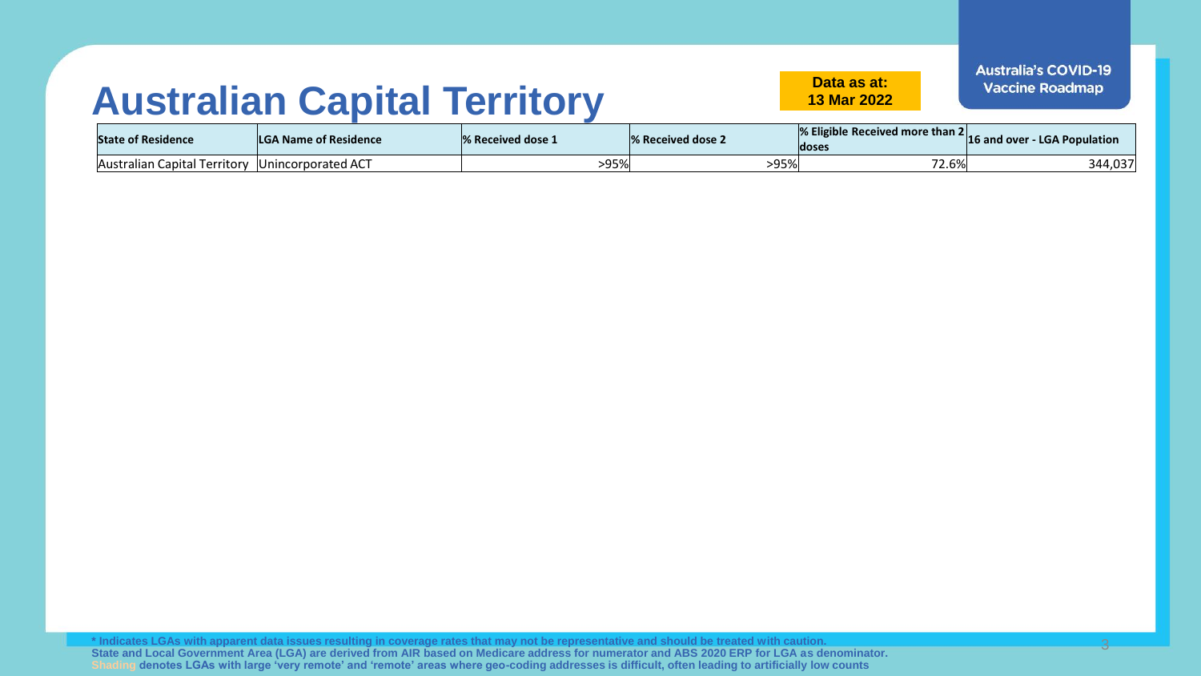# Australian Capital Territory

**Data as at: 13 Mar 2022**

**Australia's COVID-19 Vaccine Roadmap**

| State of Residence | LGA Name of Residence | % Received dose 1 | % Received dose 2 | % Eligible Received more than 2 doses | 16 and over - LGA Population |
|---|---|---|---|---|---|
| Australian Capital Territory | Unincorporated ACT | >95% | >95% | 72.6% | 344,037 |

\* Indicates LGAs with apparent data issues resulting in coverage rates that may not be representative and should be treated with caution.
State and Local Government Area (LGA) are derived from AIR based on Medicare address for numerator and ABS 2020 ERP for LGA as denominator.
Shading denotes LGAs with large 'very remote' and 'remote' areas where geo-coding addresses is difficult, often leading to artificially low counts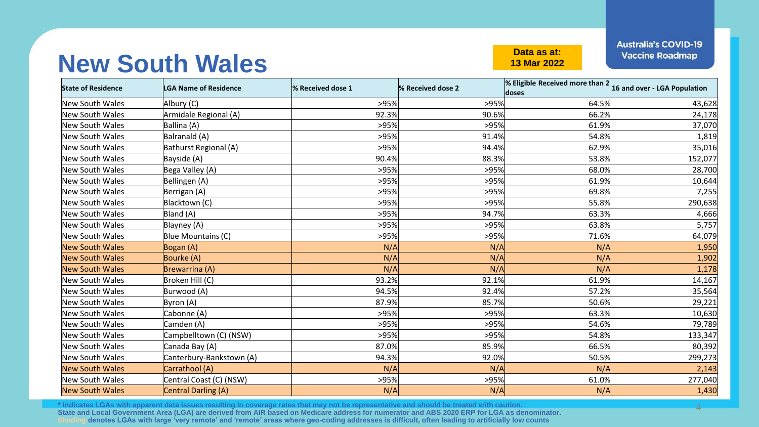# New South Wales

**Data as at: 13 Mar 2022**

**Australia's COVID-19 Vaccine Roadmap**

| State of Residence | LGA Name of Residence | % Received dose 1 | % Received dose 2 | % Eligible Received more than 2 doses | 16 and over - LGA Population |
|---|---|---|---|---|---|
| New South Wales | Albury (C) | >95% | >95% | 64.5% | 43,628 |
| New South Wales | Armidale Regional (A) | 92.3% | 90.6% | 66.2% | 24,178 |
| New South Wales | Ballina (A) | >95% | >95% | 61.9% | 37,070 |
| New South Wales | Balranald (A) | >95% | 91.4% | 54.8% | 1,819 |
| New South Wales | Bathurst Regional (A) | >95% | 94.4% | 62.9% | 35,016 |
| New South Wales | Bayside (A) | 90.4% | 88.3% | 53.8% | 152,077 |
| New South Wales | Bega Valley (A) | >95% | >95% | 68.0% | 28,700 |
| New South Wales | Bellingen (A) | >95% | >95% | 61.9% | 10,644 |
| New South Wales | Berrigan (A) | >95% | >95% | 69.8% | 7,255 |
| New South Wales | Blacktown (C) | >95% | >95% | 55.8% | 290,638 |
| New South Wales | Bland (A) | >95% | 94.7% | 63.3% | 4,666 |
| New South Wales | Blayney (A) | >95% | >95% | 63.8% | 5,757 |
| New South Wales | Blue Mountains (C) | >95% | >95% | 71.6% | 64,079 |
| New South Wales | Bogan (A) | N/A | N/A | N/A | 1,950 |
| New South Wales | Bourke (A) | N/A | N/A | N/A | 1,902 |
| New South Wales | Brewarrina (A) | N/A | N/A | N/A | 1,178 |
| New South Wales | Broken Hill (C) | 93.2% | 92.1% | 61.9% | 14,167 |
| New South Wales | Burwood (A) | 94.5% | 92.4% | 57.2% | 35,564 |
| New South Wales | Byron (A) | 87.9% | 85.7% | 50.6% | 29,221 |
| New South Wales | Cabonne (A) | >95% | >95% | 63.3% | 10,630 |
| New South Wales | Camden (A) | >95% | >95% | 54.6% | 79,789 |
| New South Wales | Campbelltown (C) (NSW) | >95% | >95% | 54.8% | 133,347 |
| New South Wales | Canada Bay (A) | 87.0% | 85.9% | 66.5% | 80,392 |
| New South Wales | Canterbury-Bankstown (A) | 94.3% | 92.0% | 50.5% | 299,273 |
| New South Wales | Carrathool (A) | N/A | N/A | N/A | 2,143 |
| New South Wales | Central Coast (C) (NSW) | >95% | >95% | 61.0% | 277,040 |
| New South Wales | Central Darling (A) | N/A | N/A | N/A | 1,430 |

**\* Indicates LGAs with apparent data issues resulting in coverage rates that may not be representative and should be treated with caution.**
**State and Local Government Area (LGA) are derived from AIR based on Medicare address for numerator and ABS 2020 ERP for LGA as denominator.**
**Shading denotes LGAs with large 'very remote' and 'remote' areas where geo-coding addresses is difficult, often leading to artificially low counts**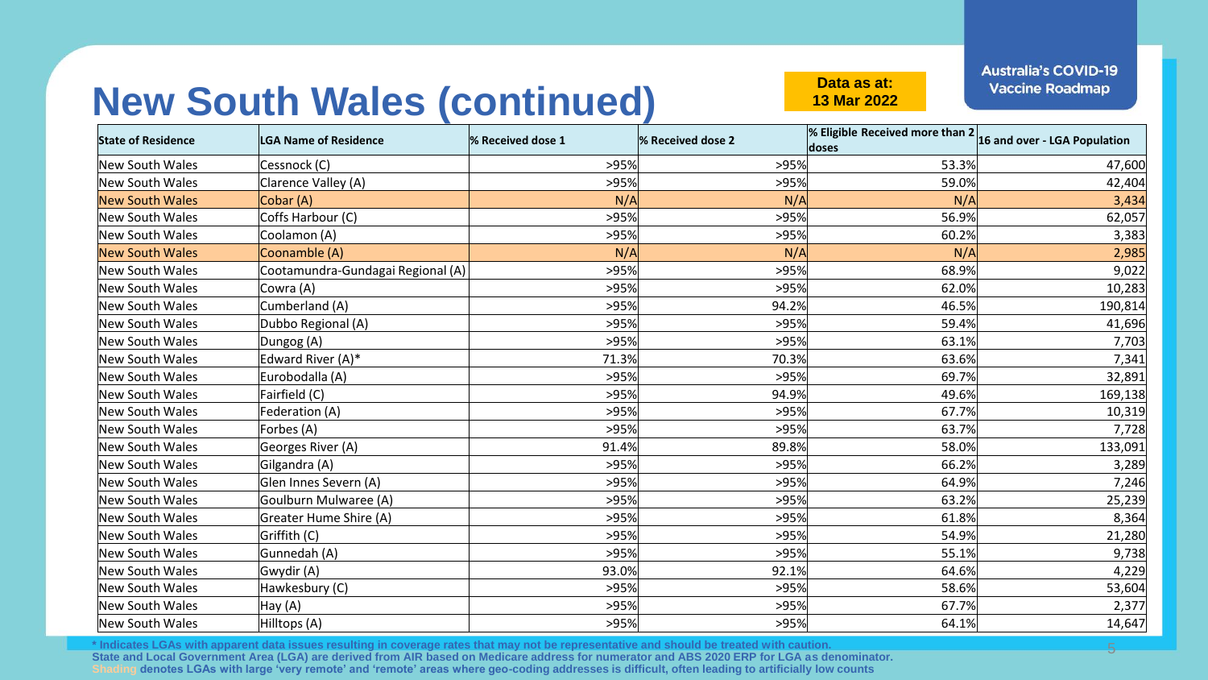# New South Wales (continued)

**Data as at: 13 Mar 2022**

Australia's COVID-19 Vaccine Roadmap

| State of Residence | LGA Name of Residence | % Received dose 1 | % Received dose 2 | % Eligible Received more than 2 doses | 16 and over - LGA Population |
|---|---|---|---|---|---|
| New South Wales | Cessnock (C) | >95% | >95% | 53.3% | 47,600 |
| New South Wales | Clarence Valley (A) | >95% | >95% | 59.0% | 42,404 |
| New South Wales | Cobar (A) | N/A | N/A | N/A | 3,434 |
| New South Wales | Coffs Harbour (C) | >95% | >95% | 56.9% | 62,057 |
| New South Wales | Coolamon (A) | >95% | >95% | 60.2% | 3,383 |
| New South Wales | Coonamble (A) | N/A | N/A | N/A | 2,985 |
| New South Wales | Cootamundra-Gundagai Regional (A) | >95% | >95% | 68.9% | 9,022 |
| New South Wales | Cowra (A) | >95% | >95% | 62.0% | 10,283 |
| New South Wales | Cumberland (A) | >95% | 94.2% | 46.5% | 190,814 |
| New South Wales | Dubbo Regional (A) | >95% | >95% | 59.4% | 41,696 |
| New South Wales | Dungog (A) | >95% | >95% | 63.1% | 7,703 |
| New South Wales | Edward River (A)* | 71.3% | 70.3% | 63.6% | 7,341 |
| New South Wales | Eurobodalla (A) | >95% | >95% | 69.7% | 32,891 |
| New South Wales | Fairfield (C) | >95% | 94.9% | 49.6% | 169,138 |
| New South Wales | Federation (A) | >95% | >95% | 67.7% | 10,319 |
| New South Wales | Forbes (A) | >95% | >95% | 63.7% | 7,728 |
| New South Wales | Georges River (A) | 91.4% | 89.8% | 58.0% | 133,091 |
| New South Wales | Gilgandra (A) | >95% | >95% | 66.2% | 3,289 |
| New South Wales | Glen Innes Severn (A) | >95% | >95% | 64.9% | 7,246 |
| New South Wales | Goulburn Mulwaree (A) | >95% | >95% | 63.2% | 25,239 |
| New South Wales | Greater Hume Shire (A) | >95% | >95% | 61.8% | 8,364 |
| New South Wales | Griffith (C) | >95% | >95% | 54.9% | 21,280 |
| New South Wales | Gunnedah (A) | >95% | >95% | 55.1% | 9,738 |
| New South Wales | Gwydir (A) | 93.0% | 92.1% | 64.6% | 4,229 |
| New South Wales | Hawkesbury (C) | >95% | >95% | 58.6% | 53,604 |
| New South Wales | Hay (A) | >95% | >95% | 67.7% | 2,377 |
| New South Wales | Hilltops (A) | >95% | >95% | 64.1% | 14,647 |

\* Indicates LGAs with apparent data issues resulting in coverage rates that may not be representative and should be treated with caution.
State and Local Government Area (LGA) are derived from AIR based on Medicare address for numerator and ABS 2020 ERP for LGA as denominator.
Shading denotes LGAs with large 'very remote' and 'remote' areas where geo-coding addresses is difficult, often leading to artificially low counts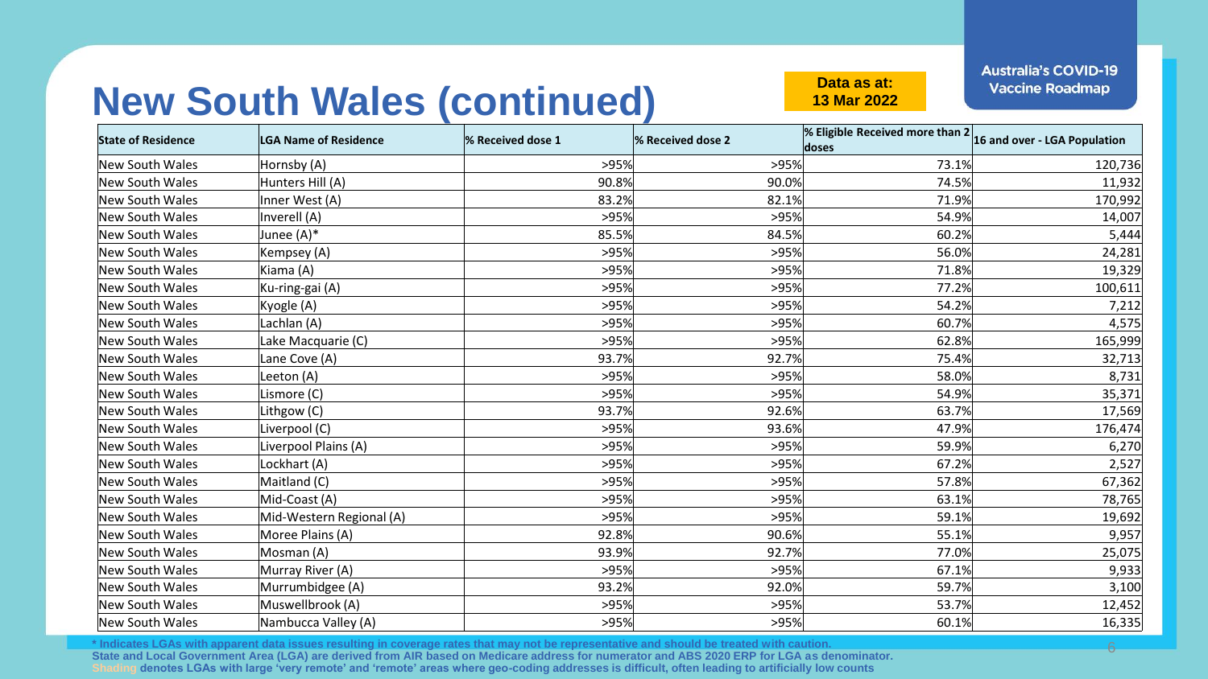# New South Wales (continued)

**Data as at: 13 Mar 2022**

Australia's COVID-19 Vaccine Roadmap

| State of Residence | LGA Name of Residence | % Received dose 1 | % Received dose 2 | % Eligible Received more than 2 doses | 16 and over - LGA Population |
|---|---|---|---|---|---|
| New South Wales | Hornsby (A) | >95% | >95% | 73.1% | 120,736 |
| New South Wales | Hunters Hill (A) | 90.8% | 90.0% | 74.5% | 11,932 |
| New South Wales | Inner West (A) | 83.2% | 82.1% | 71.9% | 170,992 |
| New South Wales | Inverell (A) | >95% | >95% | 54.9% | 14,007 |
| New South Wales | Junee (A)* | 85.5% | 84.5% | 60.2% | 5,444 |
| New South Wales | Kempsey (A) | >95% | >95% | 56.0% | 24,281 |
| New South Wales | Kiama (A) | >95% | >95% | 71.8% | 19,329 |
| New South Wales | Ku-ring-gai (A) | >95% | >95% | 77.2% | 100,611 |
| New South Wales | Kyogle (A) | >95% | >95% | 54.2% | 7,212 |
| New South Wales | Lachlan (A) | >95% | >95% | 60.7% | 4,575 |
| New South Wales | Lake Macquarie (C) | >95% | >95% | 62.8% | 165,999 |
| New South Wales | Lane Cove (A) | 93.7% | 92.7% | 75.4% | 32,713 |
| New South Wales | Leeton (A) | >95% | >95% | 58.0% | 8,731 |
| New South Wales | Lismore (C) | >95% | >95% | 54.9% | 35,371 |
| New South Wales | Lithgow (C) | 93.7% | 92.6% | 63.7% | 17,569 |
| New South Wales | Liverpool (C) | >95% | 93.6% | 47.9% | 176,474 |
| New South Wales | Liverpool Plains (A) | >95% | >95% | 59.9% | 6,270 |
| New South Wales | Lockhart (A) | >95% | >95% | 67.2% | 2,527 |
| New South Wales | Maitland (C) | >95% | >95% | 57.8% | 67,362 |
| New South Wales | Mid-Coast (A) | >95% | >95% | 63.1% | 78,765 |
| New South Wales | Mid-Western Regional (A) | >95% | >95% | 59.1% | 19,692 |
| New South Wales | Moree Plains (A) | 92.8% | 90.6% | 55.1% | 9,957 |
| New South Wales | Mosman (A) | 93.9% | 92.7% | 77.0% | 25,075 |
| New South Wales | Murray River (A) | >95% | >95% | 67.1% | 9,933 |
| New South Wales | Murrumbidgee (A) | 93.2% | 92.0% | 59.7% | 3,100 |
| New South Wales | Muswellbrook (A) | >95% | >95% | 53.7% | 12,452 |
| New South Wales | Nambucca Valley (A) | >95% | >95% | 60.1% | 16,335 |

**\* Indicates LGAs with apparent data issues resulting in coverage rates that may not be representative and should be treated with caution.**
**State and Local Government Area (LGA) are derived from AIR based on Medicare address for numerator and ABS 2020 ERP for LGA as denominator.**
**Shading denotes LGAs with large 'very remote' and 'remote' areas where geo-coding addresses is difficult, often leading to artificially low counts**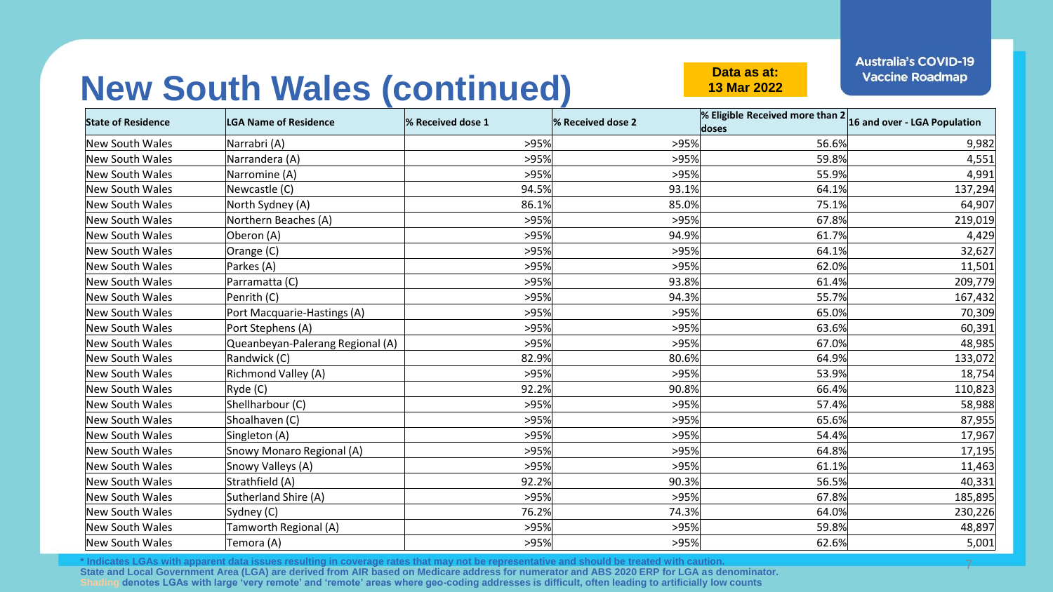# New South Wales (continued)

**Data as at: 13 Mar 2022**

Australia's COVID-19 Vaccine Roadmap

| State of Residence | LGA Name of Residence | % Received dose 1 | % Received dose 2 | % Eligible Received more than 2 doses | 16 and over - LGA Population |
|---|---|---|---|---|---|
| New South Wales | Narrabri (A) | >95% | >95% | 56.6% | 9,982 |
| New South Wales | Narrandera (A) | >95% | >95% | 59.8% | 4,551 |
| New South Wales | Narromine (A) | >95% | >95% | 55.9% | 4,991 |
| New South Wales | Newcastle (C) | 94.5% | 93.1% | 64.1% | 137,294 |
| New South Wales | North Sydney (A) | 86.1% | 85.0% | 75.1% | 64,907 |
| New South Wales | Northern Beaches (A) | >95% | >95% | 67.8% | 219,019 |
| New South Wales | Oberon (A) | >95% | 94.9% | 61.7% | 4,429 |
| New South Wales | Orange (C) | >95% | >95% | 64.1% | 32,627 |
| New South Wales | Parkes (A) | >95% | >95% | 62.0% | 11,501 |
| New South Wales | Parramatta (C) | >95% | 93.8% | 61.4% | 209,779 |
| New South Wales | Penrith (C) | >95% | 94.3% | 55.7% | 167,432 |
| New South Wales | Port Macquarie-Hastings (A) | >95% | >95% | 65.0% | 70,309 |
| New South Wales | Port Stephens (A) | >95% | >95% | 63.6% | 60,391 |
| New South Wales | Queanbeyan-Palerang Regional (A) | >95% | >95% | 67.0% | 48,985 |
| New South Wales | Randwick (C) | 82.9% | 80.6% | 64.9% | 133,072 |
| New South Wales | Richmond Valley (A) | >95% | >95% | 53.9% | 18,754 |
| New South Wales | Ryde (C) | 92.2% | 90.8% | 66.4% | 110,823 |
| New South Wales | Shellharbour (C) | >95% | >95% | 57.4% | 58,988 |
| New South Wales | Shoalhaven (C) | >95% | >95% | 65.6% | 87,955 |
| New South Wales | Singleton (A) | >95% | >95% | 54.4% | 17,967 |
| New South Wales | Snowy Monaro Regional (A) | >95% | >95% | 64.8% | 17,195 |
| New South Wales | Snowy Valleys (A) | >95% | >95% | 61.1% | 11,463 |
| New South Wales | Strathfield (A) | 92.2% | 90.3% | 56.5% | 40,331 |
| New South Wales | Sutherland Shire (A) | >95% | >95% | 67.8% | 185,895 |
| New South Wales | Sydney (C) | 76.2% | 74.3% | 64.0% | 230,226 |
| New South Wales | Tamworth Regional (A) | >95% | >95% | 59.8% | 48,897 |
| New South Wales | Temora (A) | >95% | >95% | 62.6% | 5,001 |

* Indicates LGAs with apparent data issues resulting in coverage rates that may not be representative and should be treated with caution.

State and Local Government Area (LGA) are derived from AIR based on Medicare address for numerator and ABS 2020 ERP for LGA as denominator.

Shading denotes LGAs with large 'very remote' and 'remote' areas where geo-coding addresses is difficult, often leading to artificially low counts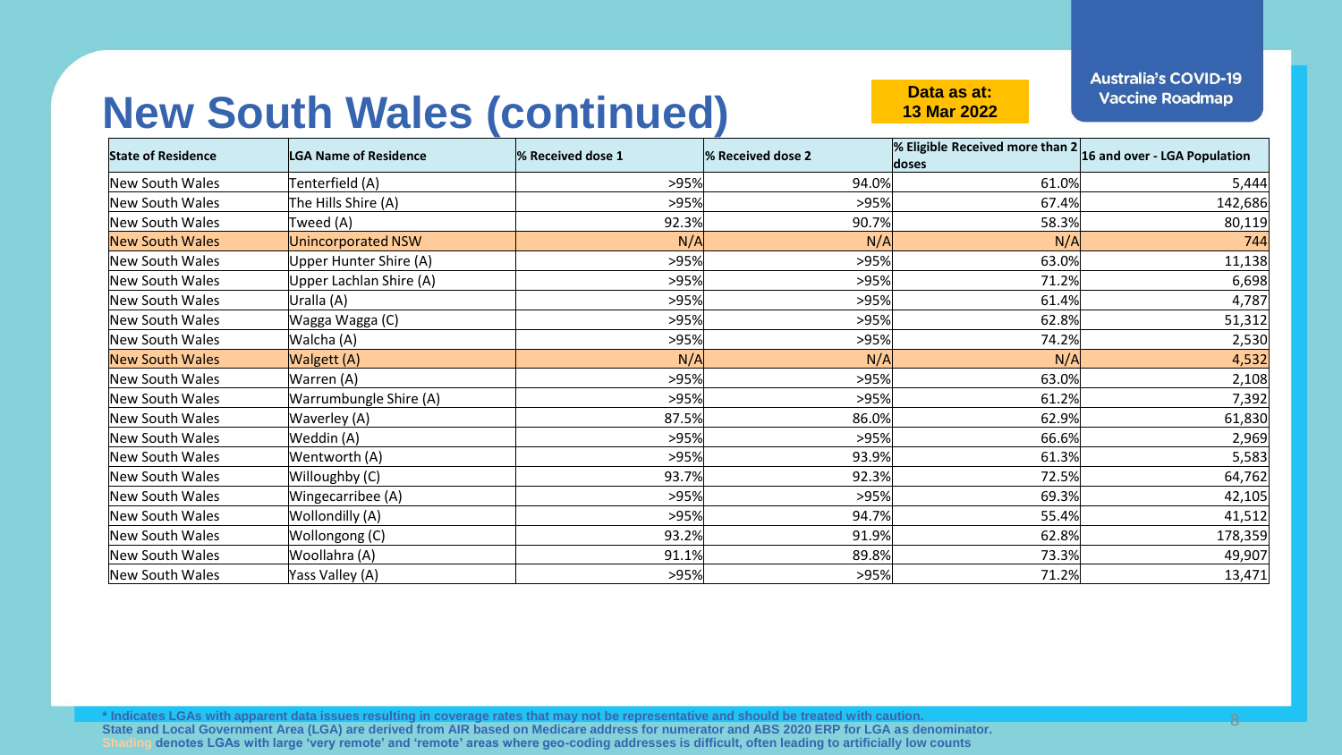# New South Wales (continued)

**Data as at: 13 Mar 2022**

Australia's COVID-19 Vaccine Roadmap

| State of Residence | LGA Name of Residence | % Received dose 1 | % Received dose 2 | % Eligible Received more than 2 doses | 16 and over - LGA Population |
|---|---|---|---|---|---|
| New South Wales | Tenterfield (A) | >95% | 94.0% | 61.0% | 5,444 |
| New South Wales | The Hills Shire (A) | >95% | >95% | 67.4% | 142,686 |
| New South Wales | Tweed (A) | 92.3% | 90.7% | 58.3% | 80,119 |
| New South Wales | Unincorporated NSW | N/A | N/A | N/A | 744 |
| New South Wales | Upper Hunter Shire (A) | >95% | >95% | 63.0% | 11,138 |
| New South Wales | Upper Lachlan Shire (A) | >95% | >95% | 71.2% | 6,698 |
| New South Wales | Uralla (A) | >95% | >95% | 61.4% | 4,787 |
| New South Wales | Wagga Wagga (C) | >95% | >95% | 62.8% | 51,312 |
| New South Wales | Walcha (A) | >95% | >95% | 74.2% | 2,530 |
| New South Wales | Walgett (A) | N/A | N/A | N/A | 4,532 |
| New South Wales | Warren (A) | >95% | >95% | 63.0% | 2,108 |
| New South Wales | Warrumbungle Shire (A) | >95% | >95% | 61.2% | 7,392 |
| New South Wales | Waverley (A) | 87.5% | 86.0% | 62.9% | 61,830 |
| New South Wales | Weddin (A) | >95% | >95% | 66.6% | 2,969 |
| New South Wales | Wentworth (A) | >95% | 93.9% | 61.3% | 5,583 |
| New South Wales | Willoughby (C) | 93.7% | 92.3% | 72.5% | 64,762 |
| New South Wales | Wingecarribee (A) | >95% | >95% | 69.3% | 42,105 |
| New South Wales | Wollondilly (A) | >95% | 94.7% | 55.4% | 41,512 |
| New South Wales | Wollongong (C) | 93.2% | 91.9% | 62.8% | 178,359 |
| New South Wales | Woollahra (A) | 91.1% | 89.8% | 73.3% | 49,907 |
| New South Wales | Yass Valley (A) | >95% | >95% | 71.2% | 13,471 |

* Indicates LGAs with apparent data issues resulting in coverage rates that may not be representative and should be treated with caution.
State and Local Government Area (LGA) are derived from AIR based on Medicare address for numerator and ABS 2020 ERP for LGA as denominator.
Shading denotes LGAs with large 'very remote' and 'remote' areas where geo-coding addresses is difficult, often leading to artificially low counts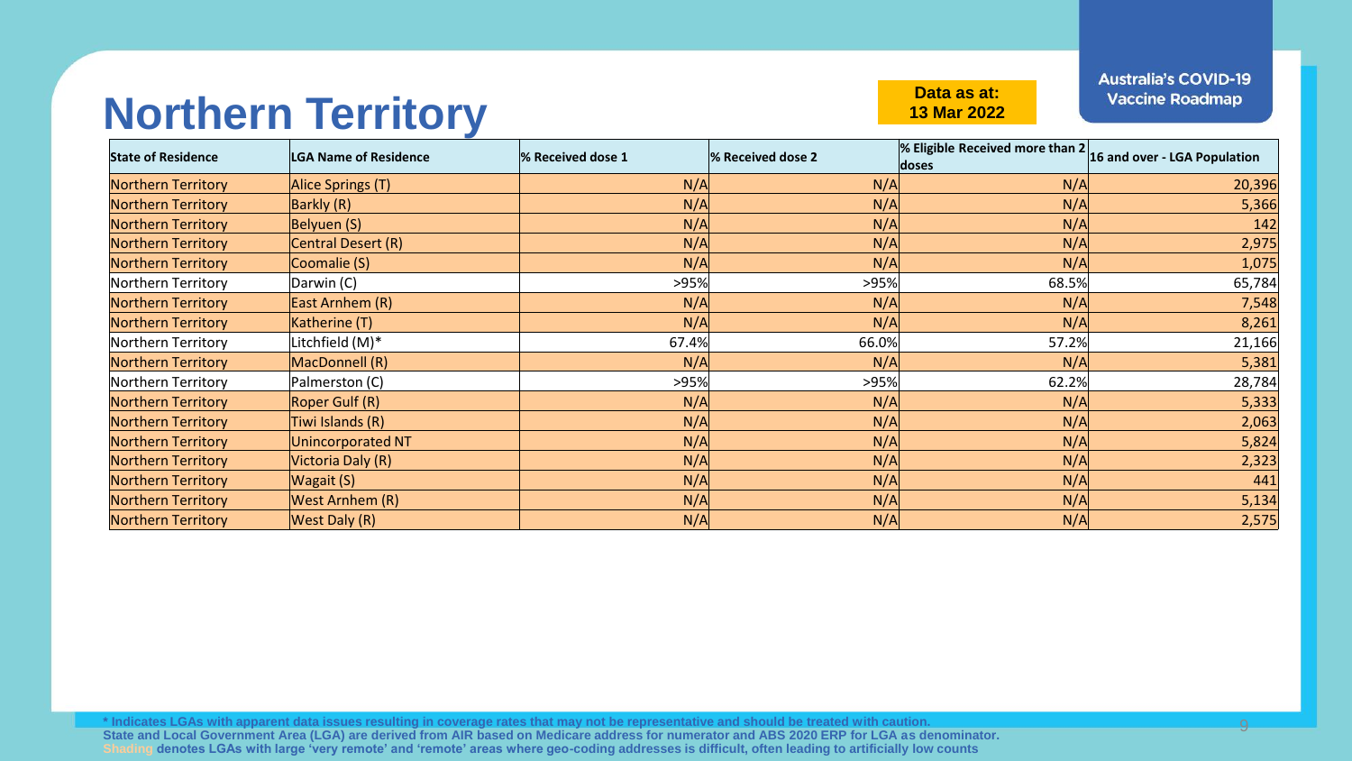# Northern Territory

**Data as at: 13 Mar 2022**

**Australia's COVID-19 Vaccine Roadmap**

| State of Residence | LGA Name of Residence | % Received dose 1 | % Received dose 2 | % Eligible Received more than 2 doses | 16 and over - LGA Population |
|---|---|---|---|---|---|
| Northern Territory | Alice Springs (T) | N/A | N/A | N/A | 20,396 |
| Northern Territory | Barkly (R) | N/A | N/A | N/A | 5,366 |
| Northern Territory | Belyuen (S) | N/A | N/A | N/A | 142 |
| Northern Territory | Central Desert (R) | N/A | N/A | N/A | 2,975 |
| Northern Territory | Coomalie (S) | N/A | N/A | N/A | 1,075 |
| Northern Territory | Darwin (C) | >95% | >95% | 68.5% | 65,784 |
| Northern Territory | East Arnhem (R) | N/A | N/A | N/A | 7,548 |
| Northern Territory | Katherine (T) | N/A | N/A | N/A | 8,261 |
| Northern Territory | Litchfield (M)* | 67.4% | 66.0% | 57.2% | 21,166 |
| Northern Territory | MacDonnell (R) | N/A | N/A | N/A | 5,381 |
| Northern Territory | Palmerston (C) | >95% | >95% | 62.2% | 28,784 |
| Northern Territory | Roper Gulf (R) | N/A | N/A | N/A | 5,333 |
| Northern Territory | Tiwi Islands (R) | N/A | N/A | N/A | 2,063 |
| Northern Territory | Unincorporated NT | N/A | N/A | N/A | 5,824 |
| Northern Territory | Victoria Daly (R) | N/A | N/A | N/A | 2,323 |
| Northern Territory | Wagait (S) | N/A | N/A | N/A | 441 |
| Northern Territory | West Arnhem (R) | N/A | N/A | N/A | 5,134 |
| Northern Territory | West Daly (R) | N/A | N/A | N/A | 2,575 |

\* Indicates LGAs with apparent data issues resulting in coverage rates that may not be representative and should be treated with caution.

State and Local Government Area (LGA) are derived from AIR based on Medicare address for numerator and ABS 2020 ERP for LGA as denominator.

Shading denotes LGAs with large 'very remote' and 'remote' areas where geo-coding addresses is difficult, often leading to artificially low counts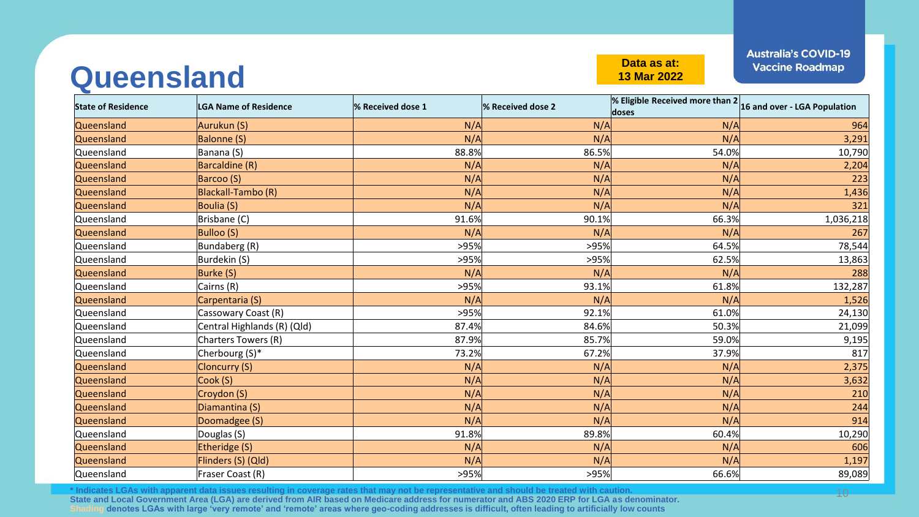# Queensland

**Data as at: 13 Mar 2022**

**Australia's COVID-19 Vaccine Roadmap**

| State of Residence | LGA Name of Residence | % Received dose 1 | % Received dose 2 | % Eligible Received more than 2 doses | 16 and over - LGA Population |
|---|---|---|---|---|---|
| Queensland | Aurukun (S) | N/A | N/A | N/A | 964 |
| Queensland | Balonne (S) | N/A | N/A | N/A | 3,291 |
| Queensland | Banana (S) | 88.8% | 86.5% | 54.0% | 10,790 |
| Queensland | Barcaldine (R) | N/A | N/A | N/A | 2,204 |
| Queensland | Barcoo (S) | N/A | N/A | N/A | 223 |
| Queensland | Blackall-Tambo (R) | N/A | N/A | N/A | 1,436 |
| Queensland | Boulia (S) | N/A | N/A | N/A | 321 |
| Queensland | Brisbane (C) | 91.6% | 90.1% | 66.3% | 1,036,218 |
| Queensland | Bulloo (S) | N/A | N/A | N/A | 267 |
| Queensland | Bundaberg (R) | >95% | >95% | 64.5% | 78,544 |
| Queensland | Burdekin (S) | >95% | >95% | 62.5% | 13,863 |
| Queensland | Burke (S) | N/A | N/A | N/A | 288 |
| Queensland | Cairns (R) | >95% | 93.1% | 61.8% | 132,287 |
| Queensland | Carpentaria (S) | N/A | N/A | N/A | 1,526 |
| Queensland | Cassowary Coast (R) | >95% | 92.1% | 61.0% | 24,130 |
| Queensland | Central Highlands (R) (Qld) | 87.4% | 84.6% | 50.3% | 21,099 |
| Queensland | Charters Towers (R) | 87.9% | 85.7% | 59.0% | 9,195 |
| Queensland | Cherbourg (S)* | 73.2% | 67.2% | 37.9% | 817 |
| Queensland | Cloncurry (S) | N/A | N/A | N/A | 2,375 |
| Queensland | Cook (S) | N/A | N/A | N/A | 3,632 |
| Queensland | Croydon (S) | N/A | N/A | N/A | 210 |
| Queensland | Diamantina (S) | N/A | N/A | N/A | 244 |
| Queensland | Doomadgee (S) | N/A | N/A | N/A | 914 |
| Queensland | Douglas (S) | 91.8% | 89.8% | 60.4% | 10,290 |
| Queensland | Etheridge (S) | N/A | N/A | N/A | 606 |
| Queensland | Flinders (S) (Qld) | N/A | N/A | N/A | 1,197 |
| Queensland | Fraser Coast (R) | >95% | >95% | 66.6% | 89,089 |

**\* Indicates LGAs with apparent data issues resulting in coverage rates that may not be representative and should be treated with caution.**
**State and Local Government Area (LGA) are derived from AIR based on Medicare address for numerator and ABS 2020 ERP for LGA as denominator.**
**Shading denotes LGAs with large 'very remote' and 'remote' areas where geo-coding addresses is difficult, often leading to artificially low counts**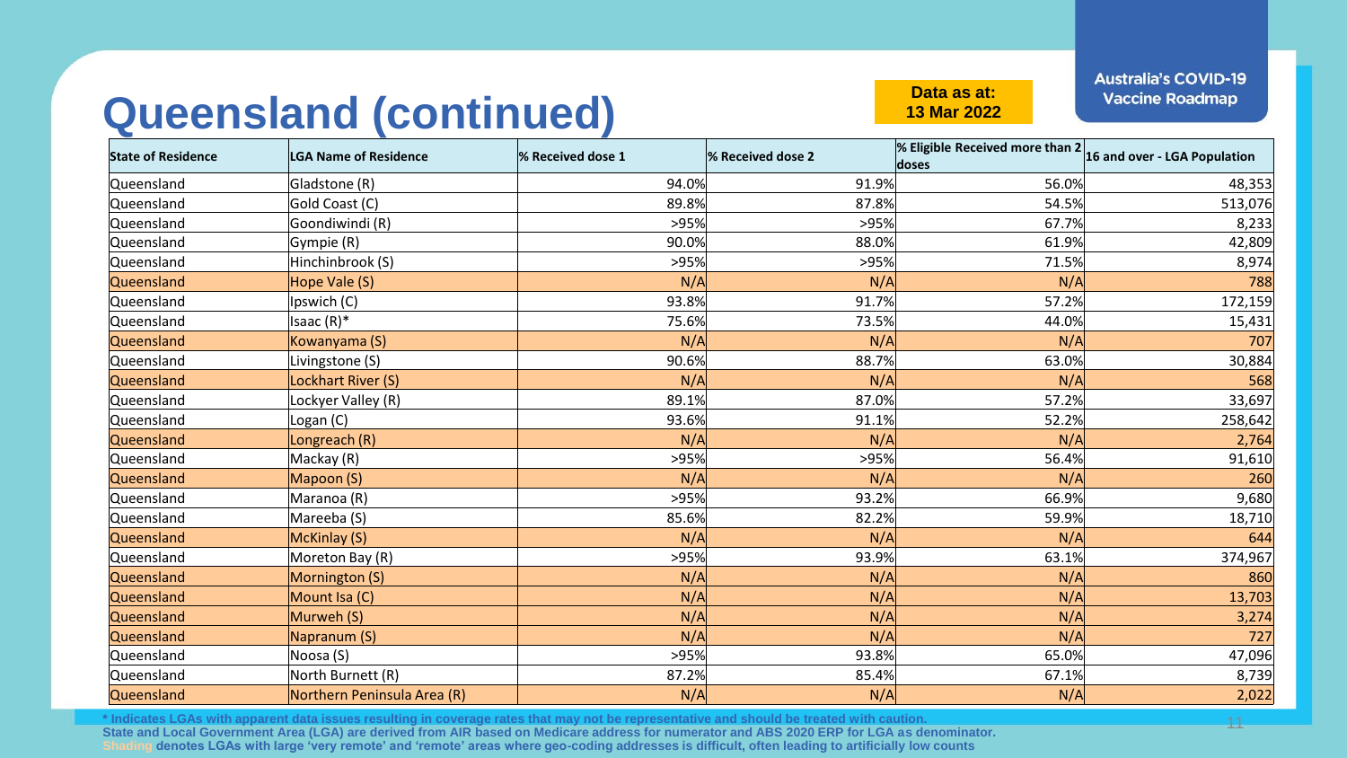# Queensland (continued)

Australia's COVID-19 Vaccine Roadmap

**Data as at: 13 Mar 2022**

| State of Residence | LGA Name of Residence | % Received dose 1 | % Received dose 2 | % Eligible Received more than 2 doses | 16 and over - LGA Population |
|---|---|---|---|---|---|
| Queensland | Gladstone (R) | 94.0% | 91.9% | 56.0% | 48,353 |
| Queensland | Gold Coast (C) | 89.8% | 87.8% | 54.5% | 513,076 |
| Queensland | Goondiwindi (R) | >95% | >95% | 67.7% | 8,233 |
| Queensland | Gympie (R) | 90.0% | 88.0% | 61.9% | 42,809 |
| Queensland | Hinchinbrook (S) | >95% | >95% | 71.5% | 8,974 |
| Queensland | Hope Vale (S) | N/A | N/A | N/A | 788 |
| Queensland | Ipswich (C) | 93.8% | 91.7% | 57.2% | 172,159 |
| Queensland | Isaac (R)* | 75.6% | 73.5% | 44.0% | 15,431 |
| Queensland | Kowanyama (S) | N/A | N/A | N/A | 707 |
| Queensland | Livingstone (S) | 90.6% | 88.7% | 63.0% | 30,884 |
| Queensland | Lockhart River (S) | N/A | N/A | N/A | 568 |
| Queensland | Lockyer Valley (R) | 89.1% | 87.0% | 57.2% | 33,697 |
| Queensland | Logan (C) | 93.6% | 91.1% | 52.2% | 258,642 |
| Queensland | Longreach (R) | N/A | N/A | N/A | 2,764 |
| Queensland | Mackay (R) | >95% | >95% | 56.4% | 91,610 |
| Queensland | Mapoon (S) | N/A | N/A | N/A | 260 |
| Queensland | Maranoa (R) | >95% | 93.2% | 66.9% | 9,680 |
| Queensland | Mareeba (S) | 85.6% | 82.2% | 59.9% | 18,710 |
| Queensland | McKinlay (S) | N/A | N/A | N/A | 644 |
| Queensland | Moreton Bay (R) | >95% | 93.9% | 63.1% | 374,967 |
| Queensland | Mornington (S) | N/A | N/A | N/A | 860 |
| Queensland | Mount Isa (C) | N/A | N/A | N/A | 13,703 |
| Queensland | Murweh (S) | N/A | N/A | N/A | 3,274 |
| Queensland | Napranum (S) | N/A | N/A | N/A | 727 |
| Queensland | Noosa (S) | >95% | 93.8% | 65.0% | 47,096 |
| Queensland | North Burnett (R) | 87.2% | 85.4% | 67.1% | 8,739 |
| Queensland | Northern Peninsula Area (R) | N/A | N/A | N/A | 2,022 |

**\* Indicates LGAs with apparent data issues resulting in coverage rates that may not be representative and should be treated with caution.**
**State and Local Government Area (LGA) are derived from AIR based on Medicare address for numerator and ABS 2020 ERP for LGA as denominator.**
**Shading denotes LGAs with large 'very remote' and 'remote' areas where geo-coding addresses is difficult, often leading to artificially low counts**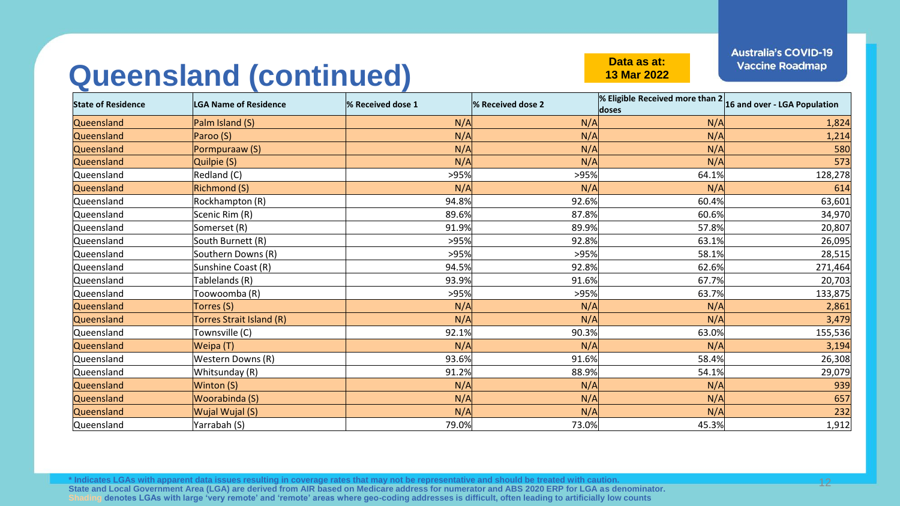# Queensland (continued)

**Data as at: 13 Mar 2022**

**Australia's COVID-19 Vaccine Roadmap**

| State of Residence | LGA Name of Residence | % Received dose 1 | % Received dose 2 | % Eligible Received more than 2 doses | 16 and over - LGA Population |
|---|---|---|---|---|---|
| Queensland | Palm Island (S) | N/A | N/A | N/A | 1,824 |
| Queensland | Paroo (S) | N/A | N/A | N/A | 1,214 |
| Queensland | Pormpuraaw (S) | N/A | N/A | N/A | 580 |
| Queensland | Quilpie (S) | N/A | N/A | N/A | 573 |
| Queensland | Redland (C) | >95% | >95% | 64.1% | 128,278 |
| Queensland | Richmond (S) | N/A | N/A | N/A | 614 |
| Queensland | Rockhampton (R) | 94.8% | 92.6% | 60.4% | 63,601 |
| Queensland | Scenic Rim (R) | 89.6% | 87.8% | 60.6% | 34,970 |
| Queensland | Somerset (R) | 91.9% | 89.9% | 57.8% | 20,807 |
| Queensland | South Burnett (R) | >95% | 92.8% | 63.1% | 26,095 |
| Queensland | Southern Downs (R) | >95% | >95% | 58.1% | 28,515 |
| Queensland | Sunshine Coast (R) | 94.5% | 92.8% | 62.6% | 271,464 |
| Queensland | Tablelands (R) | 93.9% | 91.6% | 67.7% | 20,703 |
| Queensland | Toowoomba (R) | >95% | >95% | 63.7% | 133,875 |
| Queensland | Torres (S) | N/A | N/A | N/A | 2,861 |
| Queensland | Torres Strait Island (R) | N/A | N/A | N/A | 3,479 |
| Queensland | Townsville (C) | 92.1% | 90.3% | 63.0% | 155,536 |
| Queensland | Weipa (T) | N/A | N/A | N/A | 3,194 |
| Queensland | Western Downs (R) | 93.6% | 91.6% | 58.4% | 26,308 |
| Queensland | Whitsunday (R) | 91.2% | 88.9% | 54.1% | 29,079 |
| Queensland | Winton (S) | N/A | N/A | N/A | 939 |
| Queensland | Woorabinda (S) | N/A | N/A | N/A | 657 |
| Queensland | Wujal Wujal (S) | N/A | N/A | N/A | 232 |
| Queensland | Yarrabah (S) | 79.0% | 73.0% | 45.3% | 1,912 |

**\* Indicates LGAs with apparent data issues resulting in coverage rates that may not be representative and should be treated with caution.**
**State and Local Government Area (LGA) are derived from AIR based on Medicare address for numerator and ABS 2020 ERP for LGA as denominator.**
**Shading denotes LGAs with large 'very remote' and 'remote' areas where geo-coding addresses is difficult, often leading to artificially low counts**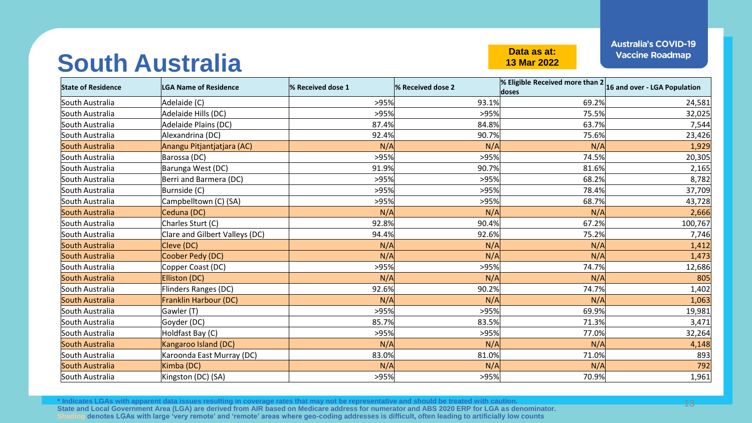# South Australia

**Data as at: 13 Mar 2022**

**Australia's COVID-19 Vaccine Roadmap**

| State of Residence | LGA Name of Residence | % Received dose 1 | % Received dose 2 | % Eligible Received more than 2 doses | 16 and over - LGA Population |
|---|---|---|---|---|---|
| South Australia | Adelaide (C) | >95% | 93.1% | 69.2% | 24,581 |
| South Australia | Adelaide Hills (DC) | >95% | >95% | 75.5% | 32,025 |
| South Australia | Adelaide Plains (DC) | 87.4% | 84.8% | 63.7% | 7,544 |
| South Australia | Alexandrina (DC) | 92.4% | 90.7% | 75.6% | 23,426 |
| South Australia | Anangu Pitjantjatjara (AC) | N/A | N/A | N/A | 1,929 |
| South Australia | Barossa (DC) | >95% | >95% | 74.5% | 20,305 |
| South Australia | Barunga West (DC) | 91.9% | 90.7% | 81.6% | 2,165 |
| South Australia | Berri and Barmera (DC) | >95% | >95% | 68.2% | 8,782 |
| South Australia | Burnside (C) | >95% | >95% | 78.4% | 37,709 |
| South Australia | Campbelltown (C) (SA) | >95% | >95% | 68.7% | 43,728 |
| South Australia | Ceduna (DC) | N/A | N/A | N/A | 2,666 |
| South Australia | Charles Sturt (C) | 92.8% | 90.4% | 67.2% | 100,767 |
| South Australia | Clare and Gilbert Valleys (DC) | 94.4% | 92.6% | 75.2% | 7,746 |
| South Australia | Cleve (DC) | N/A | N/A | N/A | 1,412 |
| South Australia | Coober Pedy (DC) | N/A | N/A | N/A | 1,473 |
| South Australia | Copper Coast (DC) | >95% | >95% | 74.7% | 12,686 |
| South Australia | Elliston (DC) | N/A | N/A | N/A | 805 |
| South Australia | Flinders Ranges (DC) | 92.6% | 90.2% | 74.7% | 1,402 |
| South Australia | Franklin Harbour (DC) | N/A | N/A | N/A | 1,063 |
| South Australia | Gawler (T) | >95% | >95% | 69.9% | 19,981 |
| South Australia | Goyder (DC) | 85.7% | 83.5% | 71.3% | 3,471 |
| South Australia | Holdfast Bay (C) | >95% | >95% | 77.0% | 32,264 |
| South Australia | Kangaroo Island (DC) | N/A | N/A | N/A | 4,148 |
| South Australia | Karoonda East Murray (DC) | 83.0% | 81.0% | 71.0% | 893 |
| South Australia | Kimba (DC) | N/A | N/A | N/A | 792 |
| South Australia | Kingston (DC) (SA) | >95% | >95% | 70.9% | 1,961 |

\* Indicates LGAs with apparent data issues resulting in coverage rates that may not be representative and should be treated with caution.
State and Local Government Area (LGA) are derived from AIR based on Medicare address for numerator and ABS 2020 ERP for LGA as denominator.
Shading denotes LGAs with large 'very remote' and 'remote' areas where geo-coding addresses is difficult, often leading to artificially low counts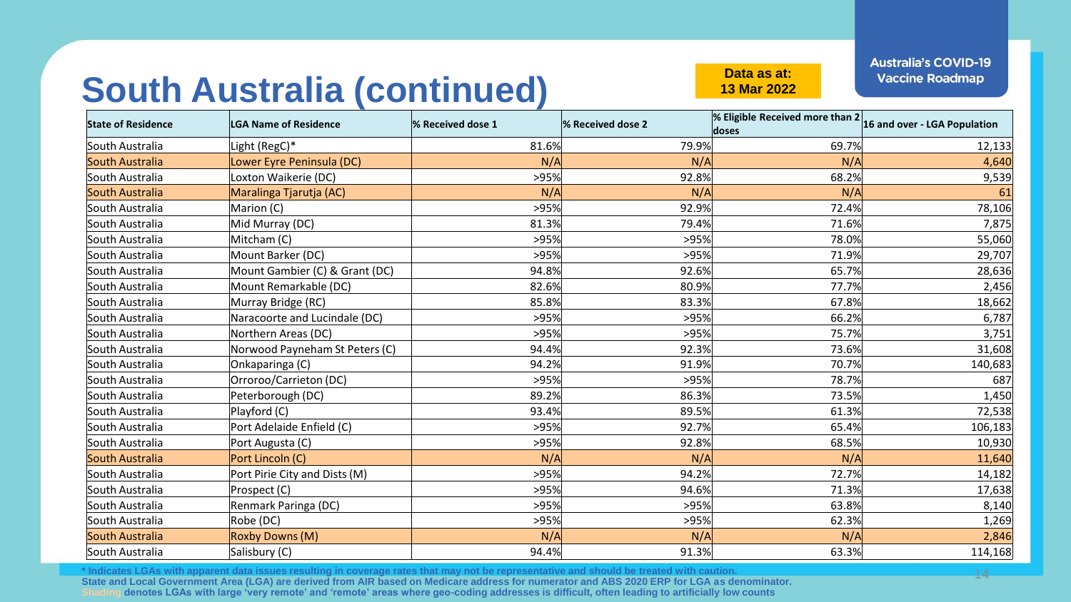# South Australia (continued)

**Data as at: 13 Mar 2022**

**Australia's COVID-19 Vaccine Roadmap**

| State of Residence | LGA Name of Residence | % Received dose 1 | % Received dose 2 | % Eligible Received more than 2 doses | 16 and over - LGA Population |
|---|---|---|---|---|---|
| South Australia | Light (RegC)* | 81.6% | 79.9% | 69.7% | 12,133 |
| South Australia | Lower Eyre Peninsula (DC) | N/A | N/A | N/A | 4,640 |
| South Australia | Loxton Waikerie (DC) | >95% | 92.8% | 68.2% | 9,539 |
| South Australia | Maralinga Tjarutja (AC) | N/A | N/A | N/A | 61 |
| South Australia | Marion (C) | >95% | 92.9% | 72.4% | 78,106 |
| South Australia | Mid Murray (DC) | 81.3% | 79.4% | 71.6% | 7,875 |
| South Australia | Mitcham (C) | >95% | >95% | 78.0% | 55,060 |
| South Australia | Mount Barker (DC) | >95% | >95% | 71.9% | 29,707 |
| South Australia | Mount Gambier (C) & Grant (DC) | 94.8% | 92.6% | 65.7% | 28,636 |
| South Australia | Mount Remarkable (DC) | 82.6% | 80.9% | 77.7% | 2,456 |
| South Australia | Murray Bridge (RC) | 85.8% | 83.3% | 67.8% | 18,662 |
| South Australia | Naracoorte and Lucindale (DC) | >95% | >95% | 66.2% | 6,787 |
| South Australia | Northern Areas (DC) | >95% | >95% | 75.7% | 3,751 |
| South Australia | Norwood Payneham St Peters (C) | 94.4% | 92.3% | 73.6% | 31,608 |
| South Australia | Onkaparinga (C) | 94.2% | 91.9% | 70.7% | 140,683 |
| South Australia | Orroroo/Carrieton (DC) | >95% | >95% | 78.7% | 687 |
| South Australia | Peterborough (DC) | 89.2% | 86.3% | 73.5% | 1,450 |
| South Australia | Playford (C) | 93.4% | 89.5% | 61.3% | 72,538 |
| South Australia | Port Adelaide Enfield (C) | >95% | 92.7% | 65.4% | 106,183 |
| South Australia | Port Augusta (C) | >95% | 92.8% | 68.5% | 10,930 |
| South Australia | Port Lincoln (C) | N/A | N/A | N/A | 11,640 |
| South Australia | Port Pirie City and Dists (M) | >95% | 94.2% | 72.7% | 14,182 |
| South Australia | Prospect (C) | >95% | 94.6% | 71.3% | 17,638 |
| South Australia | Renmark Paringa (DC) | >95% | >95% | 63.8% | 8,140 |
| South Australia | Robe (DC) | >95% | >95% | 62.3% | 1,269 |
| South Australia | Roxby Downs (M) | N/A | N/A | N/A | 2,846 |
| South Australia | Salisbury (C) | 94.4% | 91.3% | 63.3% | 114,168 |

**\* Indicates LGAs with apparent data issues resulting in coverage rates that may not be representative and should be treated with caution.**
**State and Local Government Area (LGA) are derived from AIR based on Medicare address for numerator and ABS 2020 ERP for LGA as denominator.**
**Shading denotes LGAs with large 'very remote' and 'remote' areas where geo-coding addresses is difficult, often leading to artificially low counts**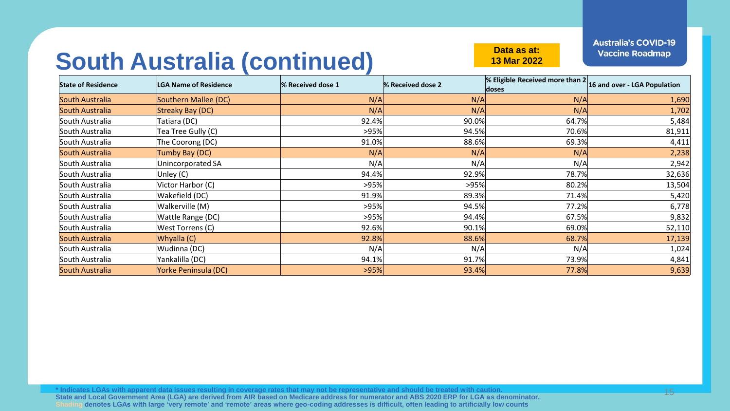# South Australia (continued)

**Data as at: 13 Mar 2022**

**Australia's COVID-19 Vaccine Roadmap**

| State of Residence | LGA Name of Residence | % Received dose 1 | % Received dose 2 | % Eligible Received more than 2 doses | 16 and over - LGA Population |
|---|---|---|---|---|---|
| South Australia | Southern Mallee (DC) | N/A | N/A | N/A | 1,690 |
| South Australia | Streaky Bay (DC) | N/A | N/A | N/A | 1,702 |
| South Australia | Tatiara (DC) | 92.4% | 90.0% | 64.7% | 5,484 |
| South Australia | Tea Tree Gully (C) | >95% | 94.5% | 70.6% | 81,911 |
| South Australia | The Coorong (DC) | 91.0% | 88.6% | 69.3% | 4,411 |
| South Australia | Tumby Bay (DC) | N/A | N/A | N/A | 2,238 |
| South Australia | Unincorporated SA | N/A | N/A | N/A | 2,942 |
| South Australia | Unley (C) | 94.4% | 92.9% | 78.7% | 32,636 |
| South Australia | Victor Harbor (C) | >95% | >95% | 80.2% | 13,504 |
| South Australia | Wakefield (DC) | 91.9% | 89.3% | 71.4% | 5,420 |
| South Australia | Walkerville (M) | >95% | 94.5% | 77.2% | 6,778 |
| South Australia | Wattle Range (DC) | >95% | 94.4% | 67.5% | 9,832 |
| South Australia | West Torrens (C) | 92.6% | 90.1% | 69.0% | 52,110 |
| South Australia | Whyalla (C) | 92.8% | 88.6% | 68.7% | 17,139 |
| South Australia | Wudinna (DC) | N/A | N/A | N/A | 1,024 |
| South Australia | Yankalilla (DC) | 94.1% | 91.7% | 73.9% | 4,841 |
| South Australia | Yorke Peninsula (DC) | >95% | 93.4% | 77.8% | 9,639 |

**\* Indicates LGAs with apparent data issues resulting in coverage rates that may not be representative and should be treated with caution.**
**State and Local Government Area (LGA) are derived from AIR based on Medicare address for numerator and ABS 2020 ERP for LGA as denominator.**
**Shading denotes LGAs with large 'very remote' and 'remote' areas where geo-coding addresses is difficult, often leading to artificially low counts**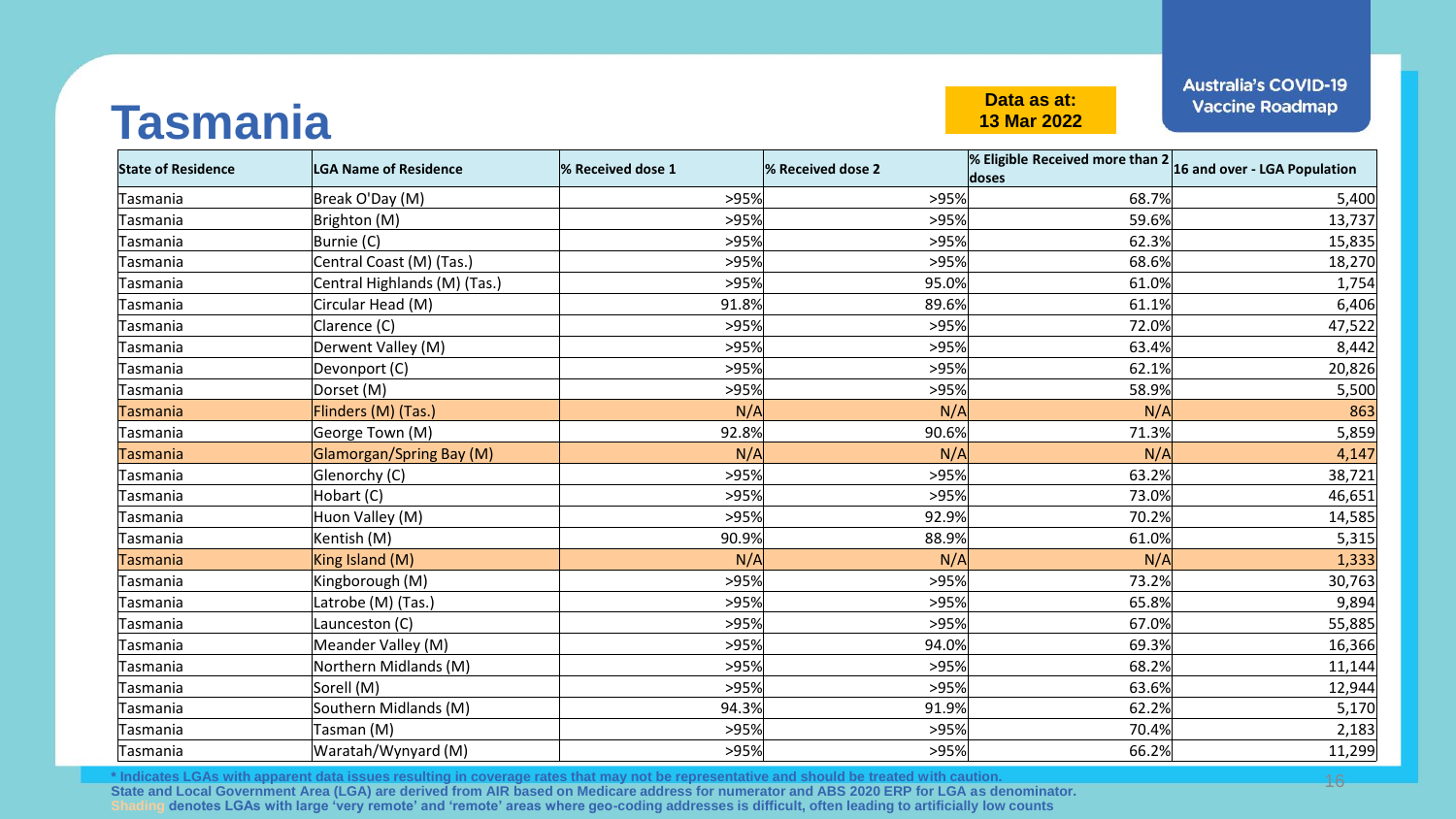# Tasmania

**Data as at: 13 Mar 2022**

**Australia's COVID-19 Vaccine Roadmap**

| State of Residence | LGA Name of Residence | % Received dose 1 | % Received dose 2 | % Eligible Received more than 2 doses | 16 and over - LGA Population |
|---|---|---|---|---|---|
| Tasmania | Break O'Day (M) | >95% | >95% | 68.7% | 5,400 |
| Tasmania | Brighton (M) | >95% | >95% | 59.6% | 13,737 |
| Tasmania | Burnie (C) | >95% | >95% | 62.3% | 15,835 |
| Tasmania | Central Coast (M) (Tas.) | >95% | >95% | 68.6% | 18,270 |
| Tasmania | Central Highlands (M) (Tas.) | >95% | 95.0% | 61.0% | 1,754 |
| Tasmania | Circular Head (M) | 91.8% | 89.6% | 61.1% | 6,406 |
| Tasmania | Clarence (C) | >95% | >95% | 72.0% | 47,522 |
| Tasmania | Derwent Valley (M) | >95% | >95% | 63.4% | 8,442 |
| Tasmania | Devonport (C) | >95% | >95% | 62.1% | 20,826 |
| Tasmania | Dorset (M) | >95% | >95% | 58.9% | 5,500 |
| Tasmania | Flinders (M) (Tas.) | N/A | N/A | N/A | 863 |
| Tasmania | George Town (M) | 92.8% | 90.6% | 71.3% | 5,859 |
| Tasmania | Glamorgan/Spring Bay (M) | N/A | N/A | N/A | 4,147 |
| Tasmania | Glenorchy (C) | >95% | >95% | 63.2% | 38,721 |
| Tasmania | Hobart (C) | >95% | >95% | 73.0% | 46,651 |
| Tasmania | Huon Valley (M) | >95% | 92.9% | 70.2% | 14,585 |
| Tasmania | Kentish (M) | 90.9% | 88.9% | 61.0% | 5,315 |
| Tasmania | King Island (M) | N/A | N/A | N/A | 1,333 |
| Tasmania | Kingborough (M) | >95% | >95% | 73.2% | 30,763 |
| Tasmania | Latrobe (M) (Tas.) | >95% | >95% | 65.8% | 9,894 |
| Tasmania | Launceston (C) | >95% | >95% | 67.0% | 55,885 |
| Tasmania | Meander Valley (M) | >95% | 94.0% | 69.3% | 16,366 |
| Tasmania | Northern Midlands (M) | >95% | >95% | 68.2% | 11,144 |
| Tasmania | Sorell (M) | >95% | >95% | 63.6% | 12,944 |
| Tasmania | Southern Midlands (M) | 94.3% | 91.9% | 62.2% | 5,170 |
| Tasmania | Tasman (M) | >95% | >95% | 70.4% | 2,183 |
| Tasmania | Waratah/Wynyard (M) | >95% | >95% | 66.2% | 11,299 |

* Indicates LGAs with apparent data issues resulting in coverage rates that may not be representative and should be treated with caution.

State and Local Government Area (LGA) are derived from AIR based on Medicare address for numerator and ABS 2020 ERP for LGA as denominator.

Shading denotes LGAs with large 'very remote' and 'remote' areas where geo-coding addresses is difficult, often leading to artificially low counts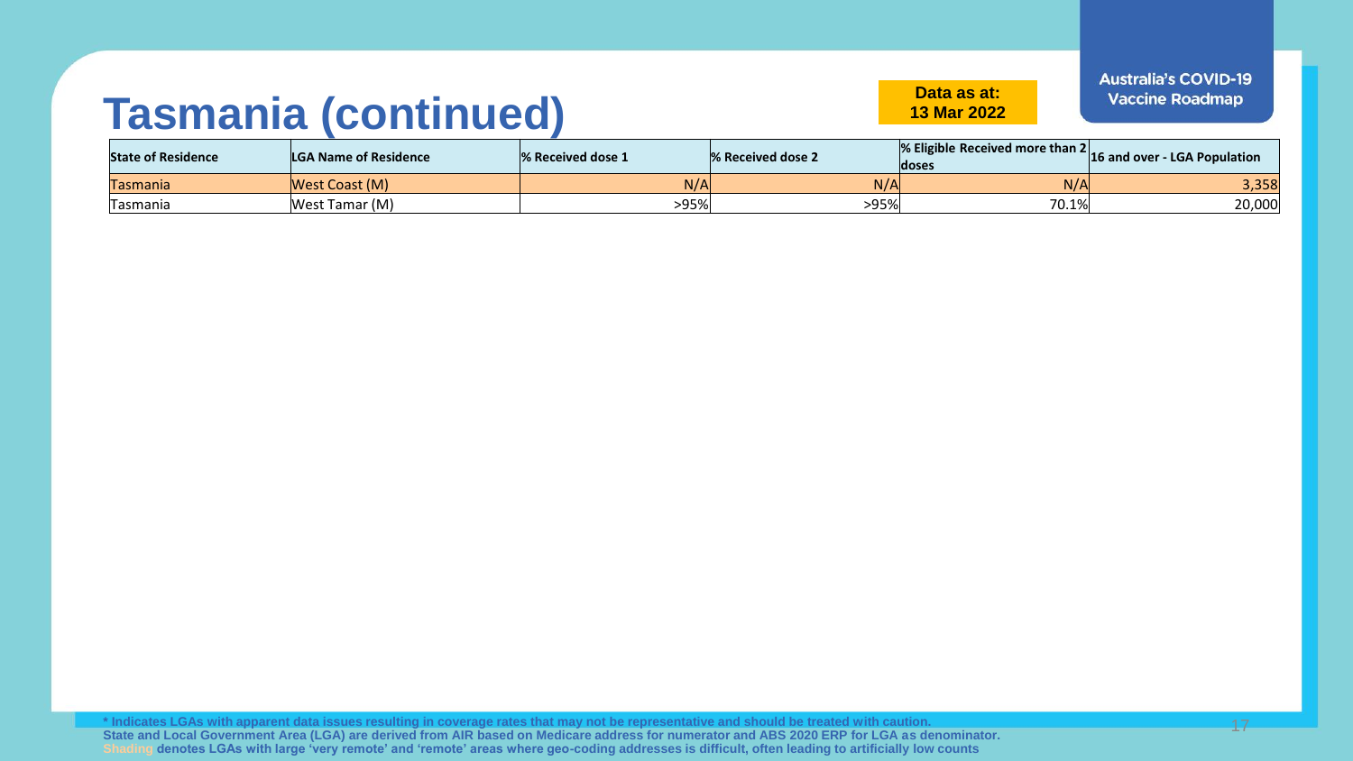# Tasmania (continued)

**Data as at: 13 Mar 2022**

**Australia's COVID-19 Vaccine Roadmap**

| State of Residence | LGA Name of Residence | % Received dose 1 | % Received dose 2 | % Eligible Received more than 2 doses | 16 and over - LGA Population |
|---|---|---|---|---|---|
| Tasmania | West Coast (M) | N/A | N/A | N/A | 3,358 |
| Tasmania | West Tamar (M) | >95% | >95% | 70.1% | 20,000 |

**\* Indicates LGAs with apparent data issues resulting in coverage rates that may not be representative and should be treated with caution.**
**State and Local Government Area (LGA) are derived from AIR based on Medicare address for numerator and ABS 2020 ERP for LGA as denominator.**
**Shading denotes LGAs with large 'very remote' and 'remote' areas where geo-coding addresses is difficult, often leading to artificially low counts**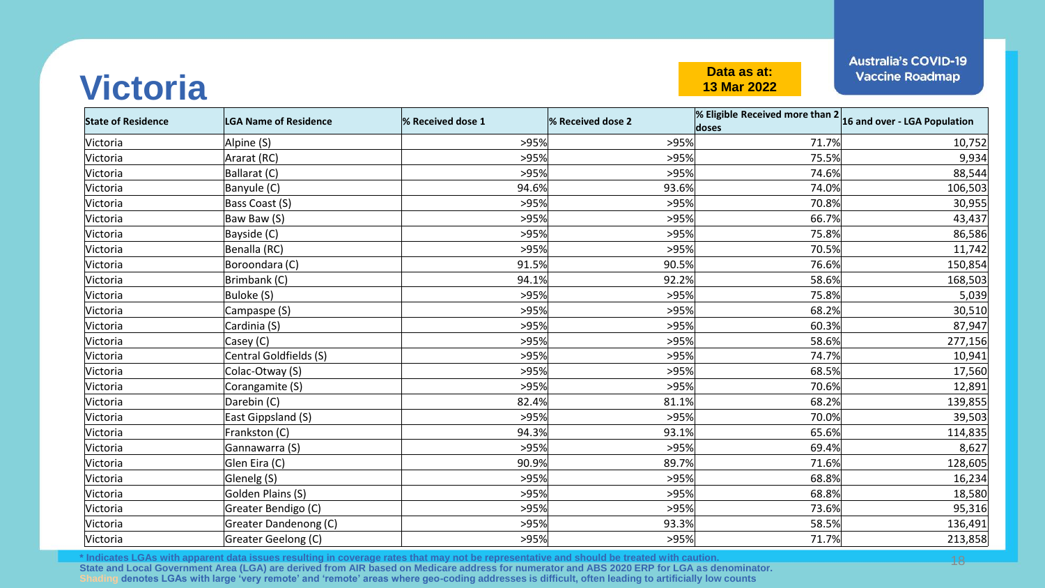# Victoria

**Australia's COVID-19 Vaccine Roadmap**

**Data as at: 13 Mar 2022**

| State of Residence | LGA Name of Residence | % Received dose 1 | % Received dose 2 | % Eligible Received more than 2 doses | 16 and over - LGA Population |
|---|---|---|---|---|---|
| Victoria | Alpine (S) | >95% | >95% | 71.7% | 10,752 |
| Victoria | Ararat (RC) | >95% | >95% | 75.5% | 9,934 |
| Victoria | Ballarat (C) | >95% | >95% | 74.6% | 88,544 |
| Victoria | Banyule (C) | 94.6% | 93.6% | 74.0% | 106,503 |
| Victoria | Bass Coast (S) | >95% | >95% | 70.8% | 30,955 |
| Victoria | Baw Baw (S) | >95% | >95% | 66.7% | 43,437 |
| Victoria | Bayside (C) | >95% | >95% | 75.8% | 86,586 |
| Victoria | Benalla (RC) | >95% | >95% | 70.5% | 11,742 |
| Victoria | Boroondara (C) | 91.5% | 90.5% | 76.6% | 150,854 |
| Victoria | Brimbank (C) | 94.1% | 92.2% | 58.6% | 168,503 |
| Victoria | Buloke (S) | >95% | >95% | 75.8% | 5,039 |
| Victoria | Campaspe (S) | >95% | >95% | 68.2% | 30,510 |
| Victoria | Cardinia (S) | >95% | >95% | 60.3% | 87,947 |
| Victoria | Casey (C) | >95% | >95% | 58.6% | 277,156 |
| Victoria | Central Goldfields (S) | >95% | >95% | 74.7% | 10,941 |
| Victoria | Colac-Otway (S) | >95% | >95% | 68.5% | 17,560 |
| Victoria | Corangamite (S) | >95% | >95% | 70.6% | 12,891 |
| Victoria | Darebin (C) | 82.4% | 81.1% | 68.2% | 139,855 |
| Victoria | East Gippsland (S) | >95% | >95% | 70.0% | 39,503 |
| Victoria | Frankston (C) | 94.3% | 93.1% | 65.6% | 114,835 |
| Victoria | Gannawarra (S) | >95% | >95% | 69.4% | 8,627 |
| Victoria | Glen Eira (C) | 90.9% | 89.7% | 71.6% | 128,605 |
| Victoria | Glenelg (S) | >95% | >95% | 68.8% | 16,234 |
| Victoria | Golden Plains (S) | >95% | >95% | 68.8% | 18,580 |
| Victoria | Greater Bendigo (C) | >95% | >95% | 73.6% | 95,316 |
| Victoria | Greater Dandenong (C) | >95% | 93.3% | 58.5% | 136,491 |
| Victoria | Greater Geelong (C) | >95% | >95% | 71.7% | 213,858 |

**\* Indicates LGAs with apparent data issues resulting in coverage rates that may not be representative and should be treated with caution.**
**State and Local Government Area (LGA) are derived from AIR based on Medicare address for numerator and ABS 2020 ERP for LGA as denominator.**
**Shading denotes LGAs with large 'very remote' and 'remote' areas where geo-coding addresses is difficult, often leading to artificially low counts**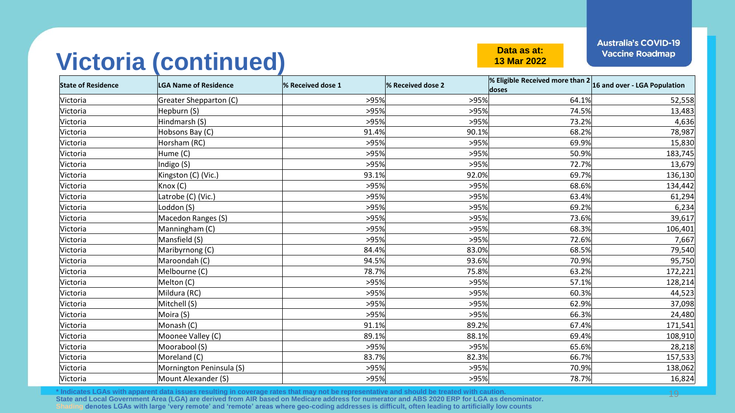# Victoria (continued)

**Data as at: 13 Mar 2022**

**Australia's COVID-19 Vaccine Roadmap**

| State of Residence | LGA Name of Residence | % Received dose 1 | % Received dose 2 | % Eligible Received more than 2 doses | 16 and over - LGA Population |
|---|---|---|---|---|---|
| Victoria | Greater Shepparton (C) | >95% | >95% | 64.1% | 52,558 |
| Victoria | Hepburn (S) | >95% | >95% | 74.5% | 13,483 |
| Victoria | Hindmarsh (S) | >95% | >95% | 73.2% | 4,636 |
| Victoria | Hobsons Bay (C) | 91.4% | 90.1% | 68.2% | 78,987 |
| Victoria | Horsham (RC) | >95% | >95% | 69.9% | 15,830 |
| Victoria | Hume (C) | >95% | >95% | 50.9% | 183,745 |
| Victoria | Indigo (S) | >95% | >95% | 72.7% | 13,679 |
| Victoria | Kingston (C) (Vic.) | 93.1% | 92.0% | 69.7% | 136,130 |
| Victoria | Knox (C) | >95% | >95% | 68.6% | 134,442 |
| Victoria | Latrobe (C) (Vic.) | >95% | >95% | 63.4% | 61,294 |
| Victoria | Loddon (S) | >95% | >95% | 69.2% | 6,234 |
| Victoria | Macedon Ranges (S) | >95% | >95% | 73.6% | 39,617 |
| Victoria | Manningham (C) | >95% | >95% | 68.3% | 106,401 |
| Victoria | Mansfield (S) | >95% | >95% | 72.6% | 7,667 |
| Victoria | Maribyrnong (C) | 84.4% | 83.0% | 68.5% | 79,540 |
| Victoria | Maroondah (C) | 94.5% | 93.6% | 70.9% | 95,750 |
| Victoria | Melbourne (C) | 78.7% | 75.8% | 63.2% | 172,221 |
| Victoria | Melton (C) | >95% | >95% | 57.1% | 128,214 |
| Victoria | Mildura (RC) | >95% | >95% | 60.3% | 44,523 |
| Victoria | Mitchell (S) | >95% | >95% | 62.9% | 37,098 |
| Victoria | Moira (S) | >95% | >95% | 66.3% | 24,480 |
| Victoria | Monash (C) | 91.1% | 89.2% | 67.4% | 171,541 |
| Victoria | Moonee Valley (C) | 89.1% | 88.1% | 69.4% | 108,910 |
| Victoria | Moorabool (S) | >95% | >95% | 65.6% | 28,218 |
| Victoria | Moreland (C) | 83.7% | 82.3% | 66.7% | 157,533 |
| Victoria | Mornington Peninsula (S) | >95% | >95% | 70.9% | 138,062 |
| Victoria | Mount Alexander (S) | >95% | >95% | 78.7% | 16,824 |

**\* Indicates LGAs with apparent data issues resulting in coverage rates that may not be representative and should be treated with caution.**
**State and Local Government Area (LGA) are derived from AIR based on Medicare address for numerator and ABS 2020 ERP for LGA as denominator.**
**Shading denotes LGAs with large 'very remote' and 'remote' areas where geo-coding addresses is difficult, often leading to artificially low counts**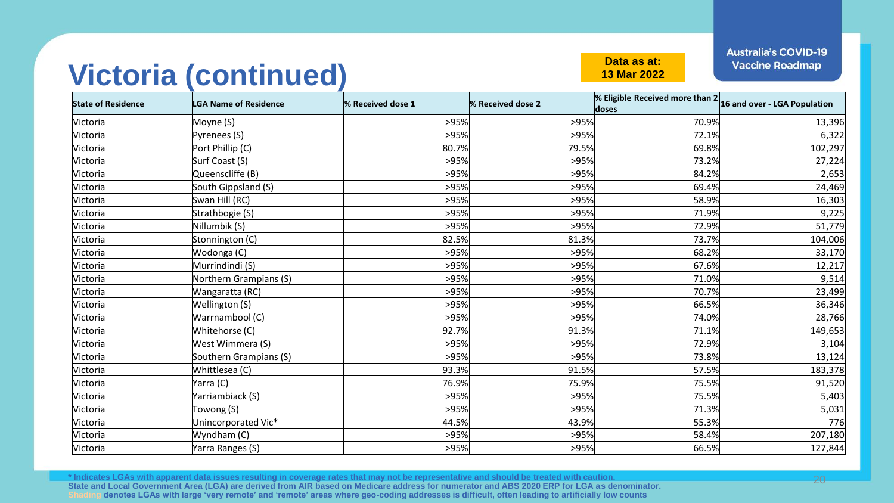# Victoria (continued)

**Data as at: 13 Mar 2022**

**Australia's COVID-19 Vaccine Roadmap**

| State of Residence | LGA Name of Residence | % Received dose 1 | % Received dose 2 | % Eligible Received more than 2 doses | 16 and over - LGA Population |
|---|---|---|---|---|---|
| Victoria | Moyne (S) | >95% | >95% | 70.9% | 13,396 |
| Victoria | Pyrenees (S) | >95% | >95% | 72.1% | 6,322 |
| Victoria | Port Phillip (C) | 80.7% | 79.5% | 69.8% | 102,297 |
| Victoria | Surf Coast (S) | >95% | >95% | 73.2% | 27,224 |
| Victoria | Queenscliffe (B) | >95% | >95% | 84.2% | 2,653 |
| Victoria | South Gippsland (S) | >95% | >95% | 69.4% | 24,469 |
| Victoria | Swan Hill (RC) | >95% | >95% | 58.9% | 16,303 |
| Victoria | Strathbogie (S) | >95% | >95% | 71.9% | 9,225 |
| Victoria | Nillumbik (S) | >95% | >95% | 72.9% | 51,779 |
| Victoria | Stonnington (C) | 82.5% | 81.3% | 73.7% | 104,006 |
| Victoria | Wodonga (C) | >95% | >95% | 68.2% | 33,170 |
| Victoria | Murrindindi (S) | >95% | >95% | 67.6% | 12,217 |
| Victoria | Northern Grampians (S) | >95% | >95% | 71.0% | 9,514 |
| Victoria | Wangaratta (RC) | >95% | >95% | 70.7% | 23,499 |
| Victoria | Wellington (S) | >95% | >95% | 66.5% | 36,346 |
| Victoria | Warrnambool (C) | >95% | >95% | 74.0% | 28,766 |
| Victoria | Whitehorse (C) | 92.7% | 91.3% | 71.1% | 149,653 |
| Victoria | West Wimmera (S) | >95% | >95% | 72.9% | 3,104 |
| Victoria | Southern Grampians (S) | >95% | >95% | 73.8% | 13,124 |
| Victoria | Whittlesea (C) | 93.3% | 91.5% | 57.5% | 183,378 |
| Victoria | Yarra (C) | 76.9% | 75.9% | 75.5% | 91,520 |
| Victoria | Yarriambiack (S) | >95% | >95% | 75.5% | 5,403 |
| Victoria | Towong (S) | >95% | >95% | 71.3% | 5,031 |
| Victoria | Unincorporated Vic* | 44.5% | 43.9% | 55.3% | 776 |
| Victoria | Wyndham (C) | >95% | >95% | 58.4% | 207,180 |
| Victoria | Yarra Ranges (S) | >95% | >95% | 66.5% | 127,844 |

\* Indicates LGAs with apparent data issues resulting in coverage rates that may not be representative and should be treated with caution.
State and Local Government Area (LGA) are derived from AIR based on Medicare address for numerator and ABS 2020 ERP for LGA as denominator.
Shading denotes LGAs with large 'very remote' and 'remote' areas where geo-coding addresses is difficult, often leading to artificially low counts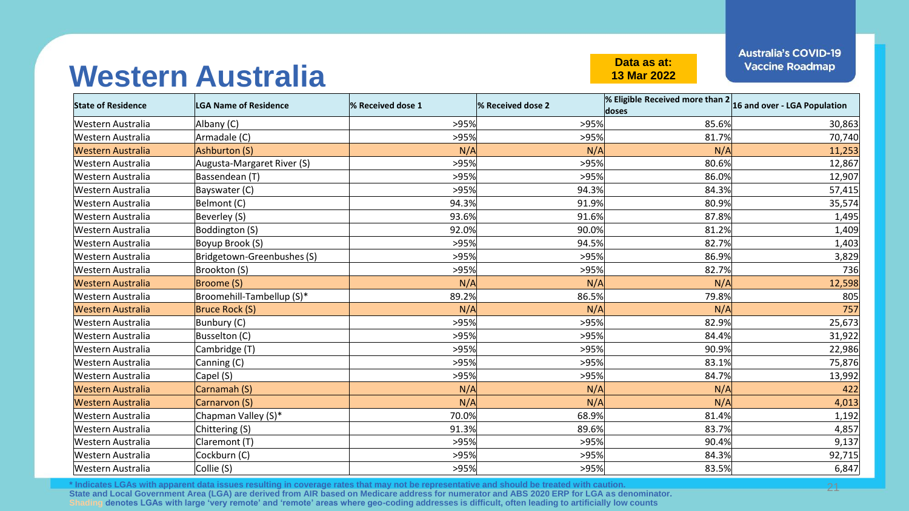# Western Australia

**Data as at: 13 Mar 2022**

Australia's COVID-19 Vaccine Roadmap

| State of Residence | LGA Name of Residence | % Received dose 1 | % Received dose 2 | % Eligible Received more than 2 doses | 16 and over - LGA Population |
|---|---|---|---|---|---|
| Western Australia | Albany (C) | >95% | >95% | 85.6% | 30,863 |
| Western Australia | Armadale (C) | >95% | >95% | 81.7% | 70,740 |
| Western Australia | Ashburton (S) | N/A | N/A | N/A | 11,253 |
| Western Australia | Augusta-Margaret River (S) | >95% | >95% | 80.6% | 12,867 |
| Western Australia | Bassendean (T) | >95% | >95% | 86.0% | 12,907 |
| Western Australia | Bayswater (C) | >95% | 94.3% | 84.3% | 57,415 |
| Western Australia | Belmont (C) | 94.3% | 91.9% | 80.9% | 35,574 |
| Western Australia | Beverley (S) | 93.6% | 91.6% | 87.8% | 1,495 |
| Western Australia | Boddington (S) | 92.0% | 90.0% | 81.2% | 1,409 |
| Western Australia | Boyup Brook (S) | >95% | 94.5% | 82.7% | 1,403 |
| Western Australia | Bridgetown-Greenbushes (S) | >95% | >95% | 86.9% | 3,829 |
| Western Australia | Brookton (S) | >95% | >95% | 82.7% | 736 |
| Western Australia | Broome (S) | N/A | N/A | N/A | 12,598 |
| Western Australia | Broomehill-Tambellup (S)* | 89.2% | 86.5% | 79.8% | 805 |
| Western Australia | Bruce Rock (S) | N/A | N/A | N/A | 757 |
| Western Australia | Bunbury (C) | >95% | >95% | 82.9% | 25,673 |
| Western Australia | Busselton (C) | >95% | >95% | 84.4% | 31,922 |
| Western Australia | Cambridge (T) | >95% | >95% | 90.9% | 22,986 |
| Western Australia | Canning (C) | >95% | >95% | 83.1% | 75,876 |
| Western Australia | Capel (S) | >95% | >95% | 84.7% | 13,992 |
| Western Australia | Carnamah (S) | N/A | N/A | N/A | 422 |
| Western Australia | Carnarvon (S) | N/A | N/A | N/A | 4,013 |
| Western Australia | Chapman Valley (S)* | 70.0% | 68.9% | 81.4% | 1,192 |
| Western Australia | Chittering (S) | 91.3% | 89.6% | 83.7% | 4,857 |
| Western Australia | Claremont (T) | >95% | >95% | 90.4% | 9,137 |
| Western Australia | Cockburn (C) | >95% | >95% | 84.3% | 92,715 |
| Western Australia | Collie (S) | >95% | >95% | 83.5% | 6,847 |

* Indicates LGAs with apparent data issues resulting in coverage rates that may not be representative and should be treated with caution.
State and Local Government Area (LGA) are derived from AIR based on Medicare address for numerator and ABS 2020 ERP for LGA as denominator.
Shading denotes LGAs with large 'very remote' and 'remote' areas where geo-coding addresses is difficult, often leading to artificially low counts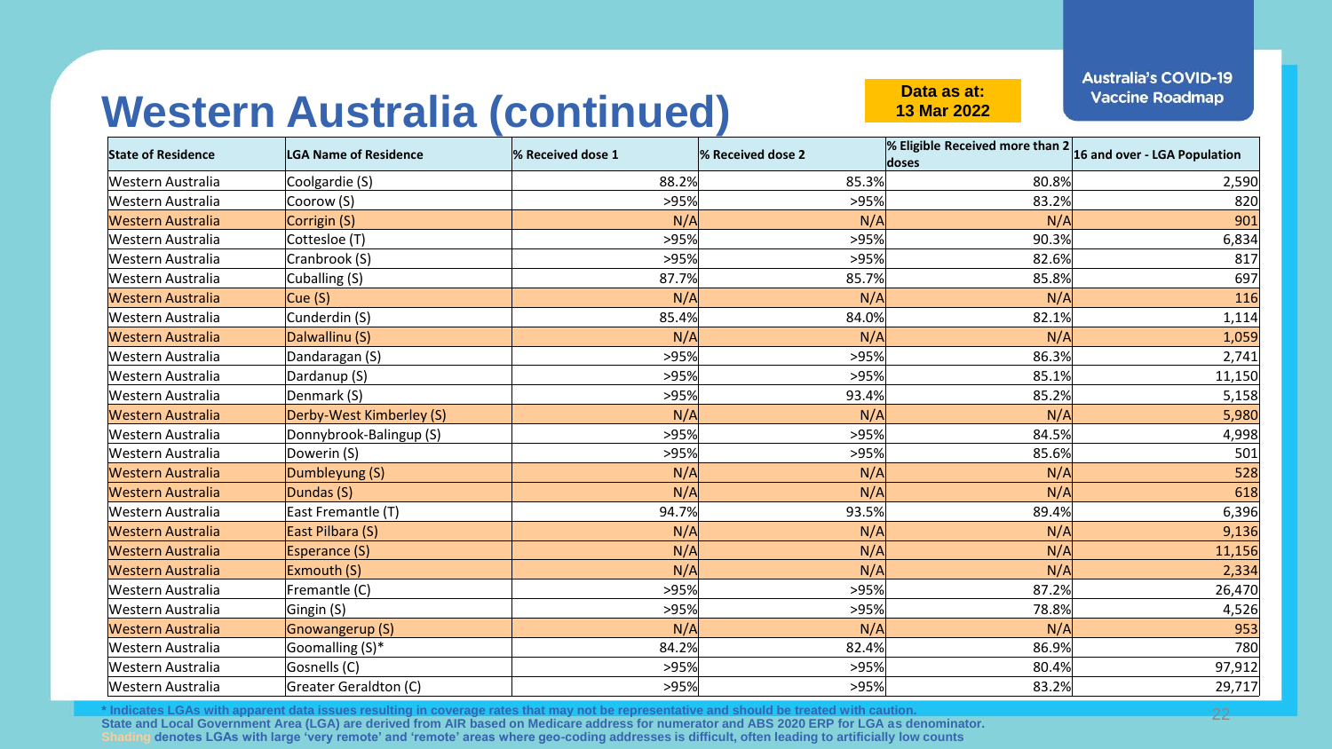# Western Australia (continued)

**Data as at: 13 Mar 2022**

Australia's COVID-19 Vaccine Roadmap

| State of Residence | LGA Name of Residence | % Received dose 1 | % Received dose 2 | % Eligible Received more than 2 doses | 16 and over - LGA Population |
|---|---|---|---|---|---|
| Western Australia | Coolgardie (S) | 88.2% | 85.3% | 80.8% | 2,590 |
| Western Australia | Coorow (S) | >95% | >95% | 83.2% | 820 |
| Western Australia | Corrigin (S) | N/A | N/A | N/A | 901 |
| Western Australia | Cottesloe (T) | >95% | >95% | 90.3% | 6,834 |
| Western Australia | Cranbrook (S) | >95% | >95% | 82.6% | 817 |
| Western Australia | Cuballing (S) | 87.7% | 85.7% | 85.8% | 697 |
| Western Australia | Cue (S) | N/A | N/A | N/A | 116 |
| Western Australia | Cunderdin (S) | 85.4% | 84.0% | 82.1% | 1,114 |
| Western Australia | Dalwallinu (S) | N/A | N/A | N/A | 1,059 |
| Western Australia | Dandaragan (S) | >95% | >95% | 86.3% | 2,741 |
| Western Australia | Dardanup (S) | >95% | >95% | 85.1% | 11,150 |
| Western Australia | Denmark (S) | >95% | 93.4% | 85.2% | 5,158 |
| Western Australia | Derby-West Kimberley (S) | N/A | N/A | N/A | 5,980 |
| Western Australia | Donnybrook-Balingup (S) | >95% | >95% | 84.5% | 4,998 |
| Western Australia | Dowerin (S) | >95% | >95% | 85.6% | 501 |
| Western Australia | Dumbleyung (S) | N/A | N/A | N/A | 528 |
| Western Australia | Dundas (S) | N/A | N/A | N/A | 618 |
| Western Australia | East Fremantle (T) | 94.7% | 93.5% | 89.4% | 6,396 |
| Western Australia | East Pilbara (S) | N/A | N/A | N/A | 9,136 |
| Western Australia | Esperance (S) | N/A | N/A | N/A | 11,156 |
| Western Australia | Exmouth (S) | N/A | N/A | N/A | 2,334 |
| Western Australia | Fremantle (C) | >95% | >95% | 87.2% | 26,470 |
| Western Australia | Gingin (S) | >95% | >95% | 78.8% | 4,526 |
| Western Australia | Gnowangerup (S) | N/A | N/A | N/A | 953 |
| Western Australia | Goomalling (S)* | 84.2% | 82.4% | 86.9% | 780 |
| Western Australia | Gosnells (C) | >95% | >95% | 80.4% | 97,912 |
| Western Australia | Greater Geraldton (C) | >95% | >95% | 83.2% | 29,717 |

**\* Indicates LGAs with apparent data issues resulting in coverage rates that may not be representative and should be treated with caution.**

**State and Local Government Area (LGA) are derived from AIR based on Medicare address for numerator and ABS 2020 ERP for LGA as denominator.**

**Shading denotes LGAs with large 'very remote' and 'remote' areas where geo-coding addresses is difficult, often leading to artificially low counts**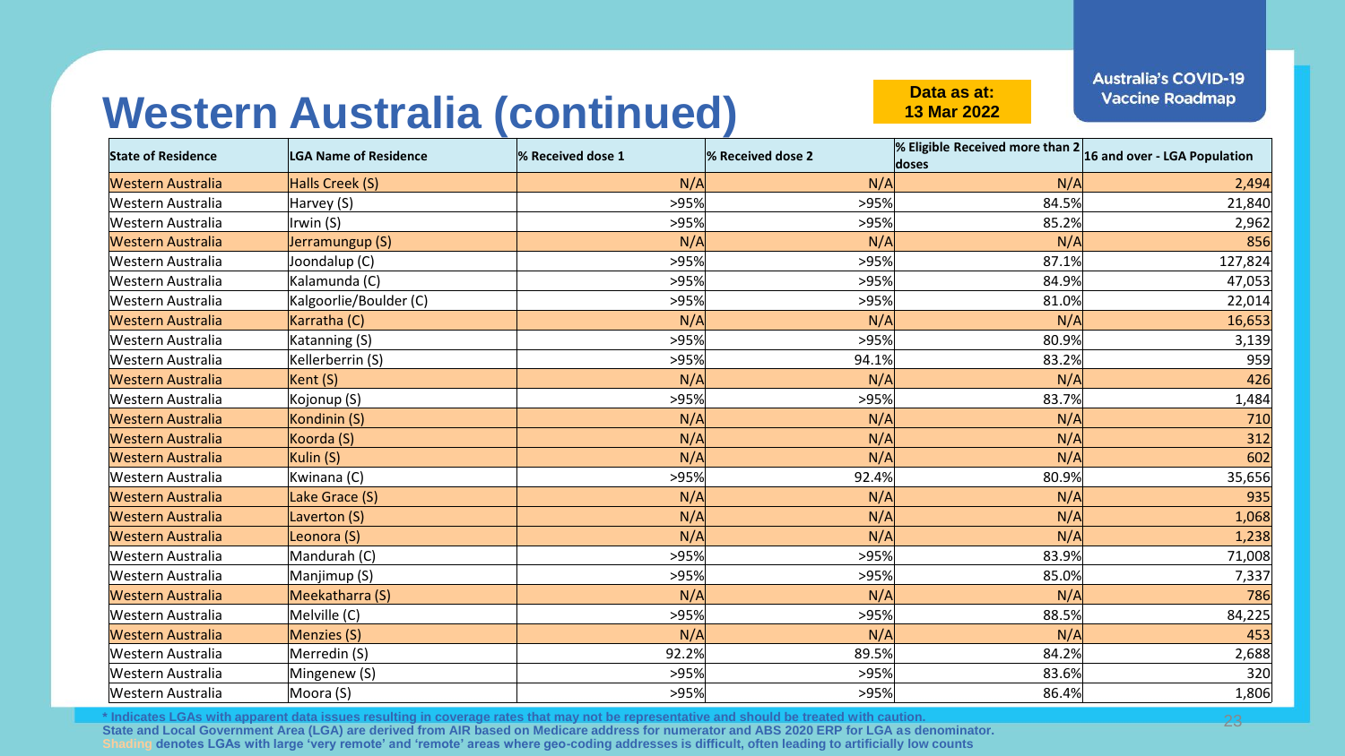# Western Australia (continued)

**Data as at: 13 Mar 2022**

**Australia's COVID-19 Vaccine Roadmap**

| State of Residence | LGA Name of Residence | % Received dose 1 | % Received dose 2 | % Eligible Received more than 2 doses | 16 and over - LGA Population |
|---|---|---|---|---|---|
| Western Australia | Halls Creek (S) | N/A | N/A | N/A | 2,494 |
| Western Australia | Harvey (S) | >95% | >95% | 84.5% | 21,840 |
| Western Australia | Irwin (S) | >95% | >95% | 85.2% | 2,962 |
| Western Australia | Jerramungup (S) | N/A | N/A | N/A | 856 |
| Western Australia | Joondalup (C) | >95% | >95% | 87.1% | 127,824 |
| Western Australia | Kalamunda (C) | >95% | >95% | 84.9% | 47,053 |
| Western Australia | Kalgoorlie/Boulder (C) | >95% | >95% | 81.0% | 22,014 |
| Western Australia | Karratha (C) | N/A | N/A | N/A | 16,653 |
| Western Australia | Katanning (S) | >95% | >95% | 80.9% | 3,139 |
| Western Australia | Kellerberrin (S) | >95% | 94.1% | 83.2% | 959 |
| Western Australia | Kent (S) | N/A | N/A | N/A | 426 |
| Western Australia | Kojonup (S) | >95% | >95% | 83.7% | 1,484 |
| Western Australia | Kondinin (S) | N/A | N/A | N/A | 710 |
| Western Australia | Koorda (S) | N/A | N/A | N/A | 312 |
| Western Australia | Kulin (S) | N/A | N/A | N/A | 602 |
| Western Australia | Kwinana (C) | >95% | 92.4% | 80.9% | 35,656 |
| Western Australia | Lake Grace (S) | N/A | N/A | N/A | 935 |
| Western Australia | Laverton (S) | N/A | N/A | N/A | 1,068 |
| Western Australia | Leonora (S) | N/A | N/A | N/A | 1,238 |
| Western Australia | Mandurah (C) | >95% | >95% | 83.9% | 71,008 |
| Western Australia | Manjimup (S) | >95% | >95% | 85.0% | 7,337 |
| Western Australia | Meekatharra (S) | N/A | N/A | N/A | 786 |
| Western Australia | Melville (C) | >95% | >95% | 88.5% | 84,225 |
| Western Australia | Menzies (S) | N/A | N/A | N/A | 453 |
| Western Australia | Merredin (S) | 92.2% | 89.5% | 84.2% | 2,688 |
| Western Australia | Mingenew (S) | >95% | >95% | 83.6% | 320 |
| Western Australia | Moora (S) | >95% | >95% | 86.4% | 1,806 |

**\* Indicates LGAs with apparent data issues resulting in coverage rates that may not be representative and should be treated with caution.**
**State and Local Government Area (LGA) are derived from AIR based on Medicare address for numerator and ABS 2020 ERP for LGA as denominator.**
**Shading denotes LGAs with large 'very remote' and 'remote' areas where geo-coding addresses is difficult, often leading to artificially low counts**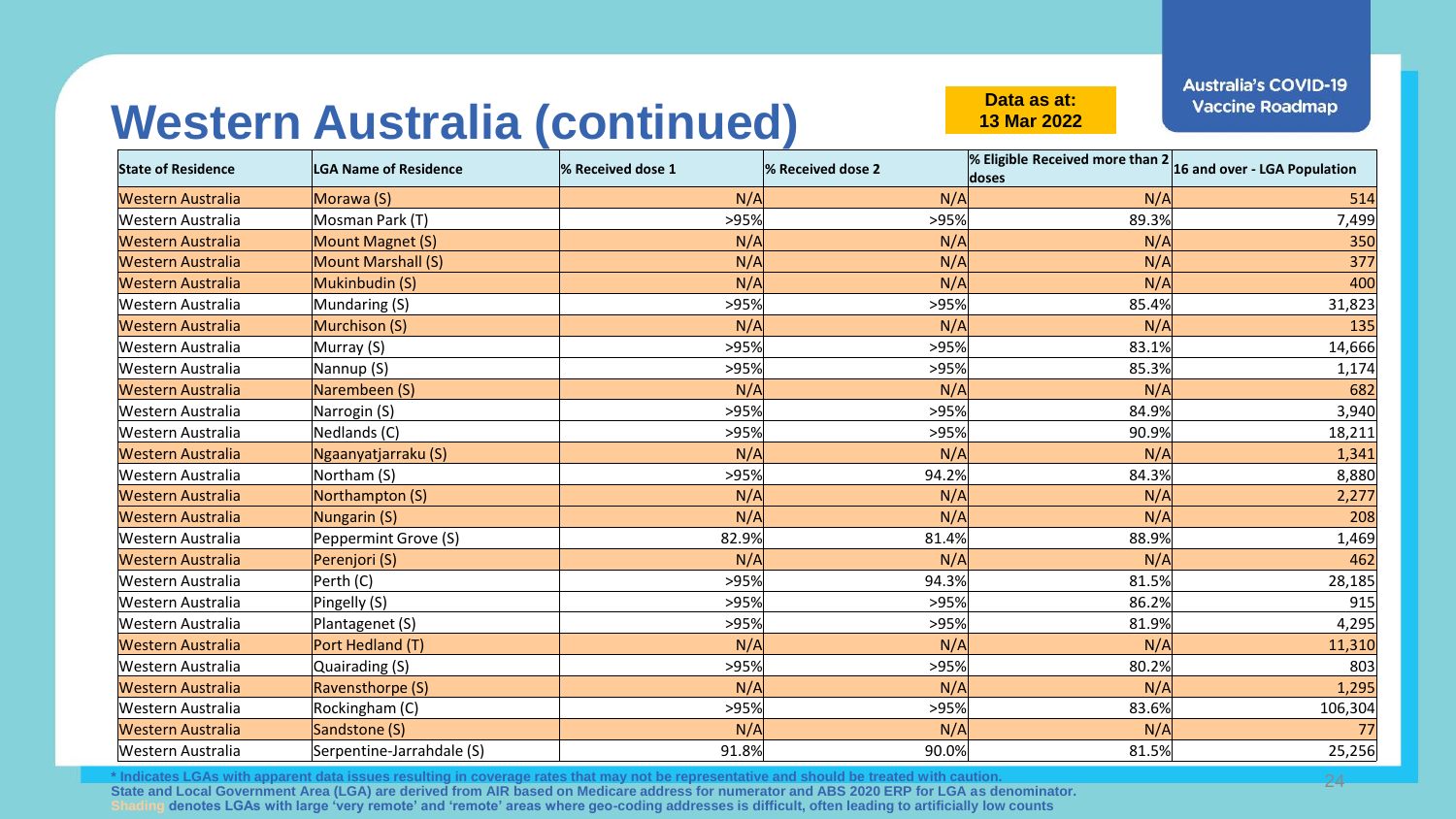# Western Australia (continued)

**Data as at: 13 Mar 2022**

**Australia's COVID-19 Vaccine Roadmap**

| State of Residence | LGA Name of Residence | % Received dose 1 | % Received dose 2 | % Eligible Received more than 2 doses | 16 and over - LGA Population |
|---|---|---|---|---|---|
| Western Australia | Morawa (S) | N/A | N/A | N/A | 514 |
| Western Australia | Mosman Park (T) | >95% | >95% | 89.3% | 7,499 |
| Western Australia | Mount Magnet (S) | N/A | N/A | N/A | 350 |
| Western Australia | Mount Marshall (S) | N/A | N/A | N/A | 377 |
| Western Australia | Mukinbudin (S) | N/A | N/A | N/A | 400 |
| Western Australia | Mundaring (S) | >95% | >95% | 85.4% | 31,823 |
| Western Australia | Murchison (S) | N/A | N/A | N/A | 135 |
| Western Australia | Murray (S) | >95% | >95% | 83.1% | 14,666 |
| Western Australia | Nannup (S) | >95% | >95% | 85.3% | 1,174 |
| Western Australia | Narembeen (S) | N/A | N/A | N/A | 682 |
| Western Australia | Narrogin (S) | >95% | >95% | 84.9% | 3,940 |
| Western Australia | Nedlands (C) | >95% | >95% | 90.9% | 18,211 |
| Western Australia | Ngaanyatjarraku (S) | N/A | N/A | N/A | 1,341 |
| Western Australia | Northam (S) | >95% | 94.2% | 84.3% | 8,880 |
| Western Australia | Northampton (S) | N/A | N/A | N/A | 2,277 |
| Western Australia | Nungarin (S) | N/A | N/A | N/A | 208 |
| Western Australia | Peppermint Grove (S) | 82.9% | 81.4% | 88.9% | 1,469 |
| Western Australia | Perenjori (S) | N/A | N/A | N/A | 462 |
| Western Australia | Perth (C) | >95% | 94.3% | 81.5% | 28,185 |
| Western Australia | Pingelly (S) | >95% | >95% | 86.2% | 915 |
| Western Australia | Plantagenet (S) | >95% | >95% | 81.9% | 4,295 |
| Western Australia | Port Hedland (T) | N/A | N/A | N/A | 11,310 |
| Western Australia | Quairading (S) | >95% | >95% | 80.2% | 803 |
| Western Australia | Ravensthorpe (S) | N/A | N/A | N/A | 1,295 |
| Western Australia | Rockingham (C) | >95% | >95% | 83.6% | 106,304 |
| Western Australia | Sandstone (S) | N/A | N/A | N/A | 77 |
| Western Australia | Serpentine-Jarrahdale (S) | 91.8% | 90.0% | 81.5% | 25,256 |

**\* Indicates LGAs with apparent data issues resulting in coverage rates that may not be representative and should be treated with caution.**
**State and Local Government Area (LGA) are derived from AIR based on Medicare address for numerator and ABS 2020 ERP for LGA as denominator.**
**Shading denotes LGAs with large 'very remote' and 'remote' areas where geo-coding addresses is difficult, often leading to artificially low counts**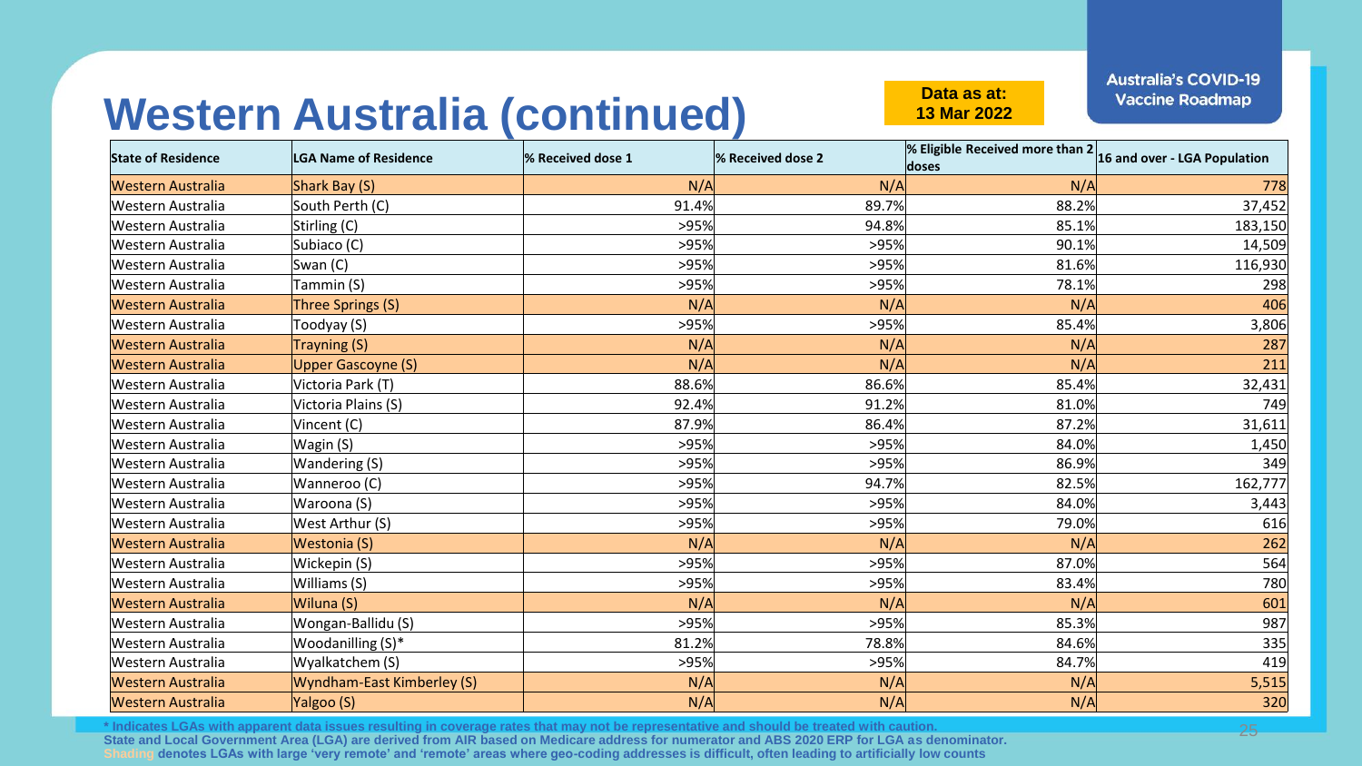# Western Australia (continued)

**Data as at: 13 Mar 2022**

Australia's COVID-19 Vaccine Roadmap

| State of Residence | LGA Name of Residence | % Received dose 1 | % Received dose 2 | % Eligible Received more than 2 doses | 16 and over - LGA Population |
|---|---|---|---|---|---|
| Western Australia | Shark Bay (S) | N/A | N/A | N/A | 778 |
| Western Australia | South Perth (C) | 91.4% | 89.7% | 88.2% | 37,452 |
| Western Australia | Stirling (C) | >95% | 94.8% | 85.1% | 183,150 |
| Western Australia | Subiaco (C) | >95% | >95% | 90.1% | 14,509 |
| Western Australia | Swan (C) | >95% | >95% | 81.6% | 116,930 |
| Western Australia | Tammin (S) | >95% | >95% | 78.1% | 298 |
| Western Australia | Three Springs (S) | N/A | N/A | N/A | 406 |
| Western Australia | Toodyay (S) | >95% | >95% | 85.4% | 3,806 |
| Western Australia | Trayning (S) | N/A | N/A | N/A | 287 |
| Western Australia | Upper Gascoyne (S) | N/A | N/A | N/A | 211 |
| Western Australia | Victoria Park (T) | 88.6% | 86.6% | 85.4% | 32,431 |
| Western Australia | Victoria Plains (S) | 92.4% | 91.2% | 81.0% | 749 |
| Western Australia | Vincent (C) | 87.9% | 86.4% | 87.2% | 31,611 |
| Western Australia | Wagin (S) | >95% | >95% | 84.0% | 1,450 |
| Western Australia | Wandering (S) | >95% | >95% | 86.9% | 349 |
| Western Australia | Wanneroo (C) | >95% | 94.7% | 82.5% | 162,777 |
| Western Australia | Waroona (S) | >95% | >95% | 84.0% | 3,443 |
| Western Australia | West Arthur (S) | >95% | >95% | 79.0% | 616 |
| Western Australia | Westonia (S) | N/A | N/A | N/A | 262 |
| Western Australia | Wickepin (S) | >95% | >95% | 87.0% | 564 |
| Western Australia | Williams (S) | >95% | >95% | 83.4% | 780 |
| Western Australia | Wiluna (S) | N/A | N/A | N/A | 601 |
| Western Australia | Wongan-Ballidu (S) | >95% | >95% | 85.3% | 987 |
| Western Australia | Woodanilling (S)* | 81.2% | 78.8% | 84.6% | 335 |
| Western Australia | Wyalkatchem (S) | >95% | >95% | 84.7% | 419 |
| Western Australia | Wyndham-East Kimberley (S) | N/A | N/A | N/A | 5,515 |
| Western Australia | Yalgoo (S) | N/A | N/A | N/A | 320 |

\* Indicates LGAs with apparent data issues resulting in coverage rates that may not be representative and should be treated with caution.
State and Local Government Area (LGA) are derived from AIR based on Medicare address for numerator and ABS 2020 ERP for LGA as denominator.
Shading denotes LGAs with large 'very remote' and 'remote' areas where geo-coding addresses is difficult, often leading to artificially low counts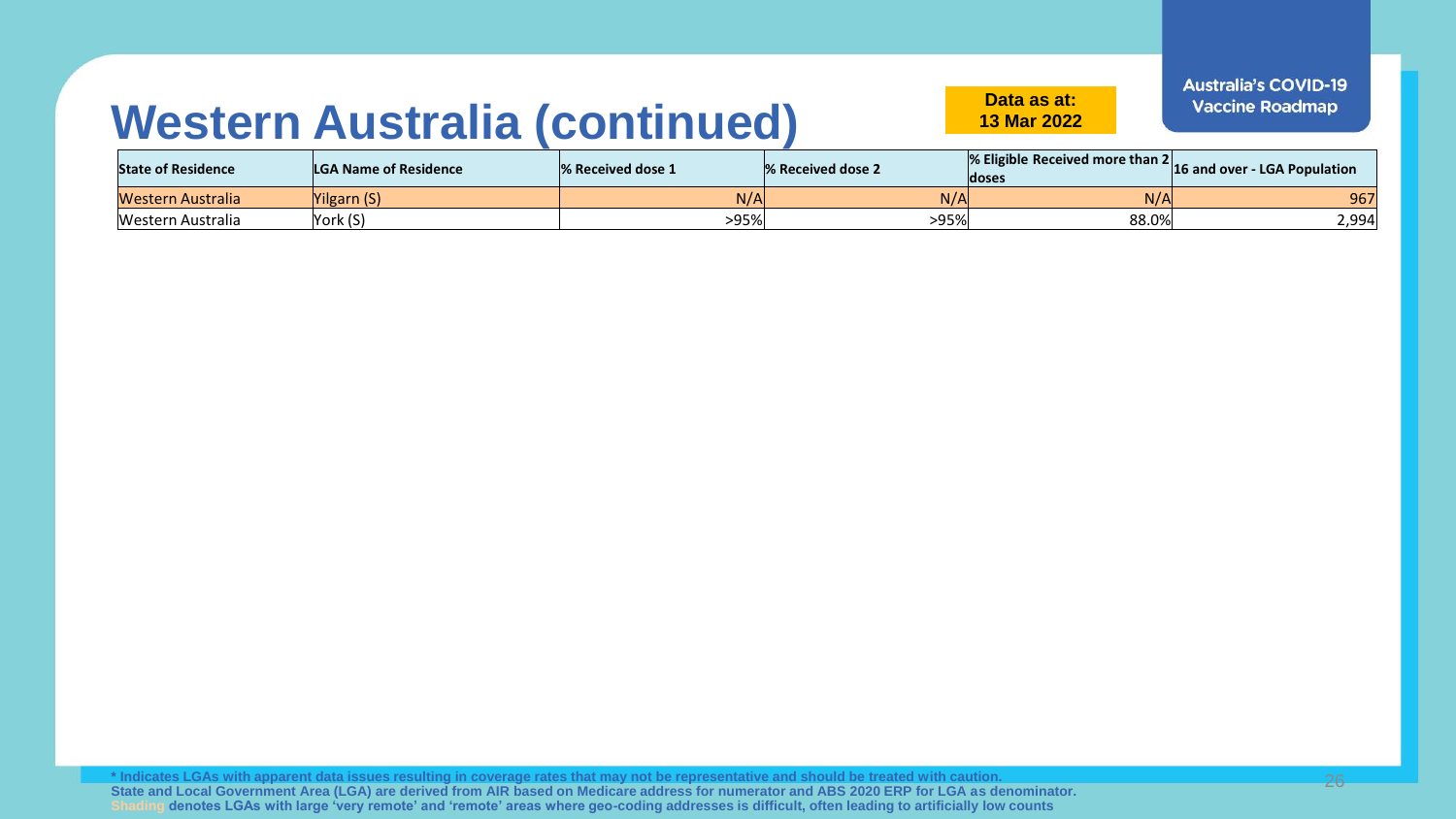# Western Australia (continued)

**Data as at: 13 Mar 2022**

Australia's COVID-19 Vaccine Roadmap

| State of Residence | LGA Name of Residence | % Received dose 1 | % Received dose 2 | % Eligible Received more than 2 doses | 16 and over - LGA Population |
|---|---|---|---|---|---|
| Western Australia | Yilgarn (S) | N/A | N/A | N/A | 967 |
| Western Australia | York (S) | >95% | >95% | 88.0% | 2,994 |

* Indicates LGAs with apparent data issues resulting in coverage rates that may not be representative and should be treated with caution.
State and Local Government Area (LGA) are derived from AIR based on Medicare address for numerator and ABS 2020 ERP for LGA as denominator.
Shading denotes LGAs with large 'very remote' and 'remote' areas where geo-coding addresses is difficult, often leading to artificially low counts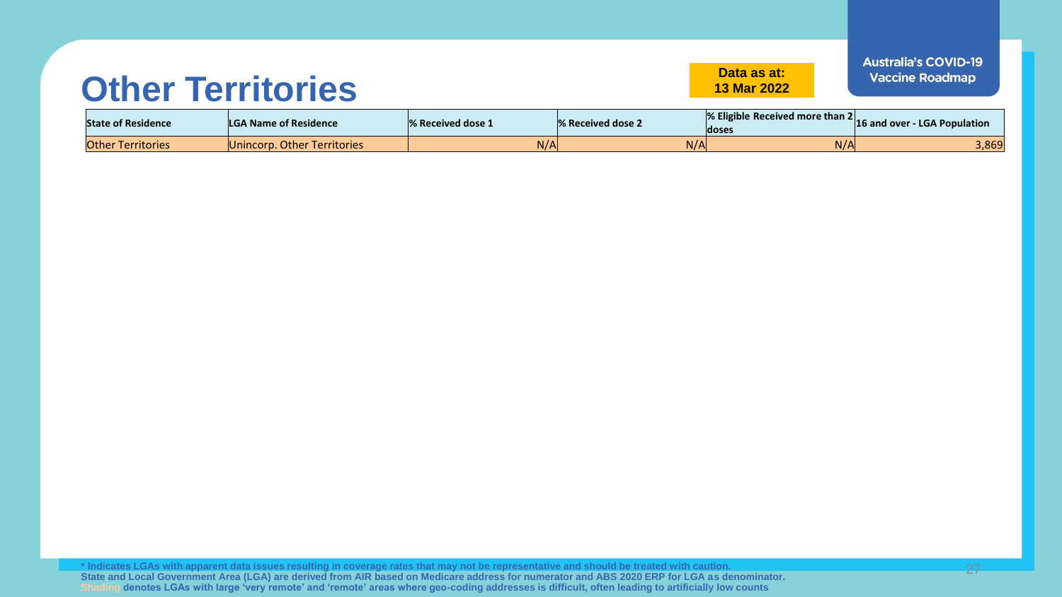# Other Territories

**Data as at:**
**13 Mar 2022**

**Australia's COVID-19 Vaccine Roadmap**

| State of Residence | LGA Name of Residence | % Received dose 1 | % Received dose 2 | % Eligible Received more than 2 doses | 16 and over - LGA Population |
|---|---|---|---|---|---|
| Other Territories | Unincorp. Other Territories | N/A | N/A | N/A | 3,869 |

**\* Indicates LGAs with apparent data issues resulting in coverage rates that may not be representative and should be treated with caution.**
**State and Local Government Area (LGA) are derived from AIR based on Medicare address for numerator and ABS 2020 ERP for LGA as denominator.**
**Shading denotes LGAs with large 'very remote' and 'remote' areas where geo-coding addresses is difficult, often leading to artificially low counts**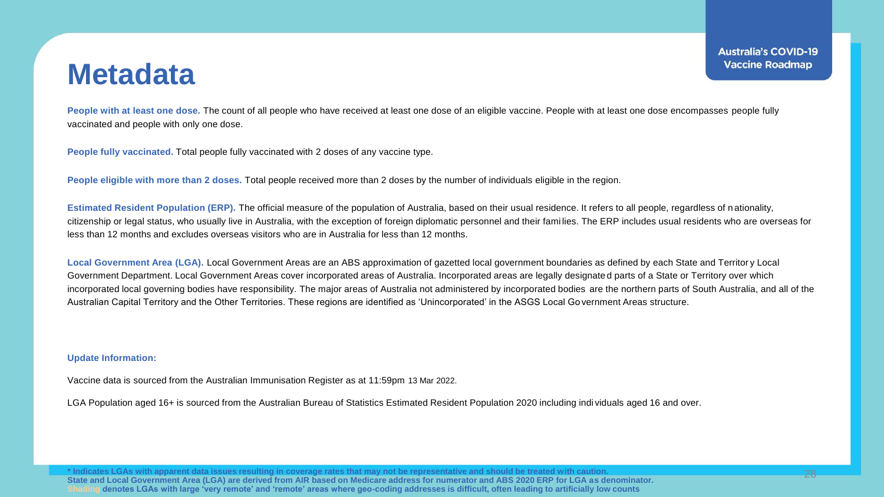# Metadata

**People with at least one dose.** The count of all people who have received at least one dose of an eligible vaccine. People with at least one dose encompasses people fully vaccinated and people with only one dose.

**People fully vaccinated.** Total people fully vaccinated with 2 doses of any vaccine type.

**People eligible with more than 2 doses.** Total people received more than 2 doses by the number of individuals eligible in the region.

**Estimated Resident Population (ERP).** The official measure of the population of Australia, based on their usual residence. It refers to all people, regardless of nationality, citizenship or legal status, who usually live in Australia, with the exception of foreign diplomatic personnel and their families. The ERP includes usual residents who are overseas for less than 12 months and excludes overseas visitors who are in Australia for less than 12 months.

**Local Government Area (LGA).** Local Government Areas are an ABS approximation of gazetted local government boundaries as defined by each State and Territory Local Government Department. Local Government Areas cover incorporated areas of Australia. Incorporated areas are legally designated parts of a State or Territory over which incorporated local governing bodies have responsibility. The major areas of Australia not administered by incorporated bodies are the northern parts of South Australia, and all of the Australian Capital Territory and the Other Territories. These regions are identified as 'Unincorporated' in the ASGS Local Government Areas structure.

**Update Information:**

Vaccine data is sourced from the Australian Immunisation Register as at 11:59pm 13 Mar 2022.

LGA Population aged 16+ is sourced from the Australian Bureau of Statistics Estimated Resident Population 2020 including individuals aged 16 and over.

**\* Indicates LGAs with apparent data issues resulting in coverage rates that may not be representative and should be treated with caution.**
**State and Local Government Area (LGA) are derived from AIR based on Medicare address for numerator and ABS 2020 ERP for LGA as denominator.**
**Shading denotes LGAs with large 'very remote' and 'remote' areas where geo-coding addresses is difficult, often leading to artificially low counts**